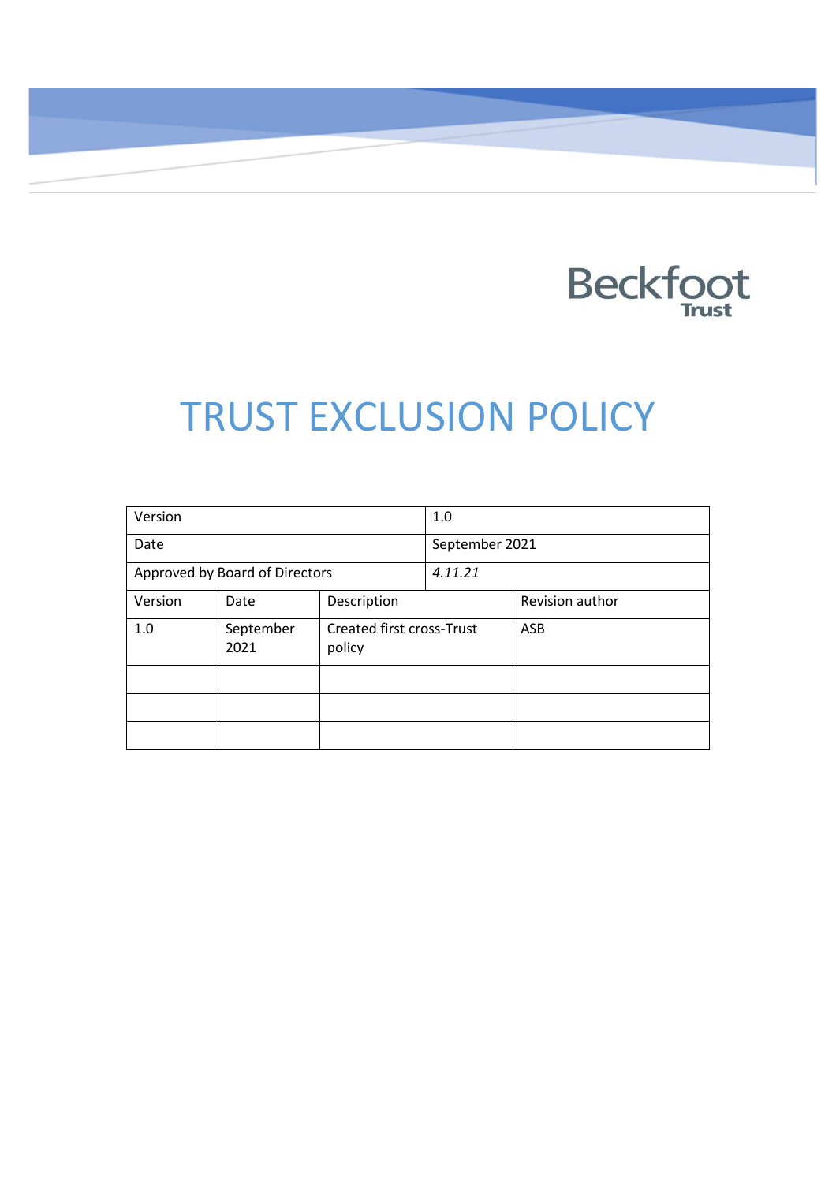Beckfoot Trust

# TRUST EXCLUSION POLICY

| Version | | | 1.0 |
|---|---|---|---|
| Date | | | September 2021 |
| Approved by Board of Directors | | | *4.11.21* |
| Version | Date | Description | Revision author |
| 1.0 | September 2021 | Created first cross-Trust policy | ASB |
| | | | |
| | | | |
| | | | |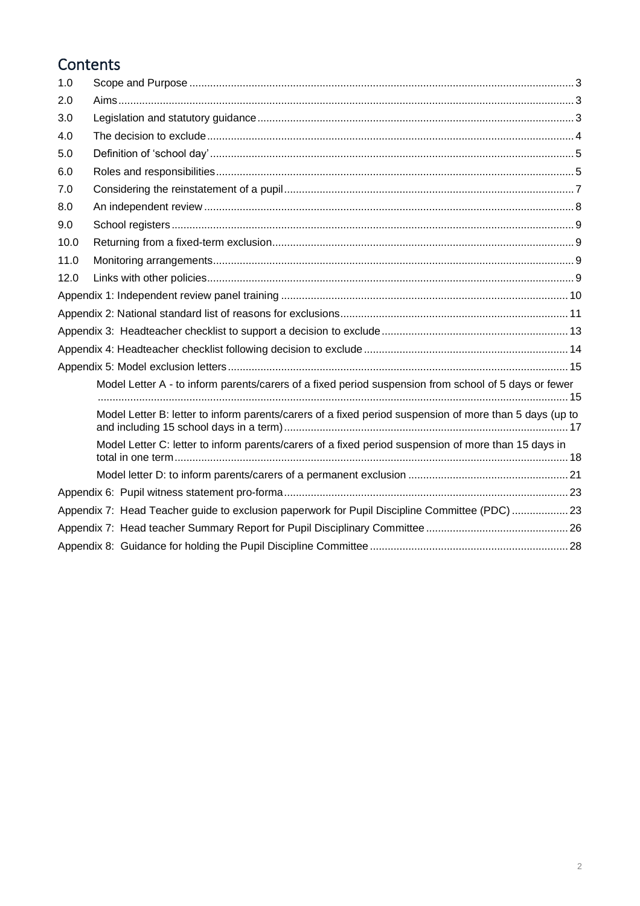# Contents

| | | |
|---|---|---|
| 1.0 | Scope and Purpose | 3 |
| 2.0 | Aims | 3 |
| 3.0 | Legislation and statutory guidance | 3 |
| 4.0 | The decision to exclude | 4 |
| 5.0 | Definition of 'school day' | 5 |
| 6.0 | Roles and responsibilities | 5 |
| 7.0 | Considering the reinstatement of a pupil | 7 |
| 8.0 | An independent review | 8 |
| 9.0 | School registers | 9 |
| 10.0 | Returning from a fixed-term exclusion | 9 |
| 11.0 | Monitoring arrangements | 9 |
| 12.0 | Links with other policies | 9 |

Appendix 1: Independent review panel training ... 10

Appendix 2: National standard list of reasons for exclusions ... 11

Appendix 3: Headteacher checklist to support a decision to exclude ... 13

Appendix 4: Headteacher checklist following decision to exclude ... 14

Appendix 5: Model exclusion letters ... 15

- Model Letter A - to inform parents/carers of a fixed period suspension from school of 5 days or fewer ... 15
- Model Letter B: letter to inform parents/carers of a fixed period suspension of more than 5 days (up to and including 15 school days in a term) ... 17
- Model Letter C: letter to inform parents/carers of a fixed period suspension of more than 15 days in total in one term ... 18
- Model letter D: to inform parents/carers of a permanent exclusion ... 21

Appendix 6: Pupil witness statement pro-forma ... 23

Appendix 7: Head Teacher guide to exclusion paperwork for Pupil Discipline Committee (PDC) ... 23

Appendix 7: Head teacher Summary Report for Pupil Disciplinary Committee ... 26

Appendix 8: Guidance for holding the Pupil Discipline Committee ... 28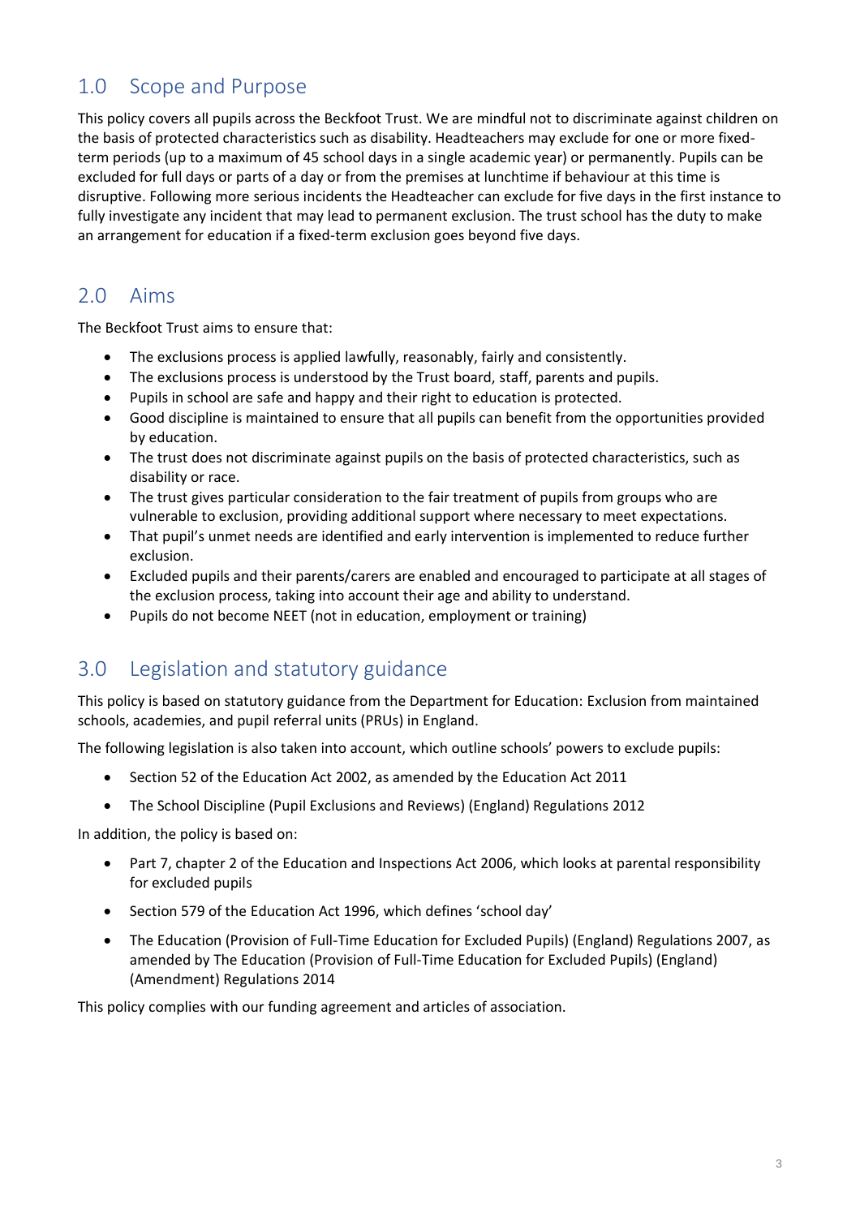## 1.0 Scope and Purpose

This policy covers all pupils across the Beckfoot Trust. We are mindful not to discriminate against children on the basis of protected characteristics such as disability. Headteachers may exclude for one or more fixed-term periods (up to a maximum of 45 school days in a single academic year) or permanently. Pupils can be excluded for full days or parts of a day or from the premises at lunchtime if behaviour at this time is disruptive. Following more serious incidents the Headteacher can exclude for five days in the first instance to fully investigate any incident that may lead to permanent exclusion. The trust school has the duty to make an arrangement for education if a fixed-term exclusion goes beyond five days.

## 2.0 Aims

The Beckfoot Trust aims to ensure that:

- The exclusions process is applied lawfully, reasonably, fairly and consistently.
- The exclusions process is understood by the Trust board, staff, parents and pupils.
- Pupils in school are safe and happy and their right to education is protected.
- Good discipline is maintained to ensure that all pupils can benefit from the opportunities provided by education.
- The trust does not discriminate against pupils on the basis of protected characteristics, such as disability or race.
- The trust gives particular consideration to the fair treatment of pupils from groups who are vulnerable to exclusion, providing additional support where necessary to meet expectations.
- That pupil's unmet needs are identified and early intervention is implemented to reduce further exclusion.
- Excluded pupils and their parents/carers are enabled and encouraged to participate at all stages of the exclusion process, taking into account their age and ability to understand.
- Pupils do not become NEET (not in education, employment or training)

## 3.0 Legislation and statutory guidance

This policy is based on statutory guidance from the Department for Education: Exclusion from maintained schools, academies, and pupil referral units (PRUs) in England.

The following legislation is also taken into account, which outline schools' powers to exclude pupils:

- Section 52 of the Education Act 2002, as amended by the Education Act 2011
- The School Discipline (Pupil Exclusions and Reviews) (England) Regulations 2012

In addition, the policy is based on:

- Part 7, chapter 2 of the Education and Inspections Act 2006, which looks at parental responsibility for excluded pupils
- Section 579 of the Education Act 1996, which defines 'school day'
- The Education (Provision of Full-Time Education for Excluded Pupils) (England) Regulations 2007, as amended by The Education (Provision of Full-Time Education for Excluded Pupils) (England) (Amendment) Regulations 2014

This policy complies with our funding agreement and articles of association.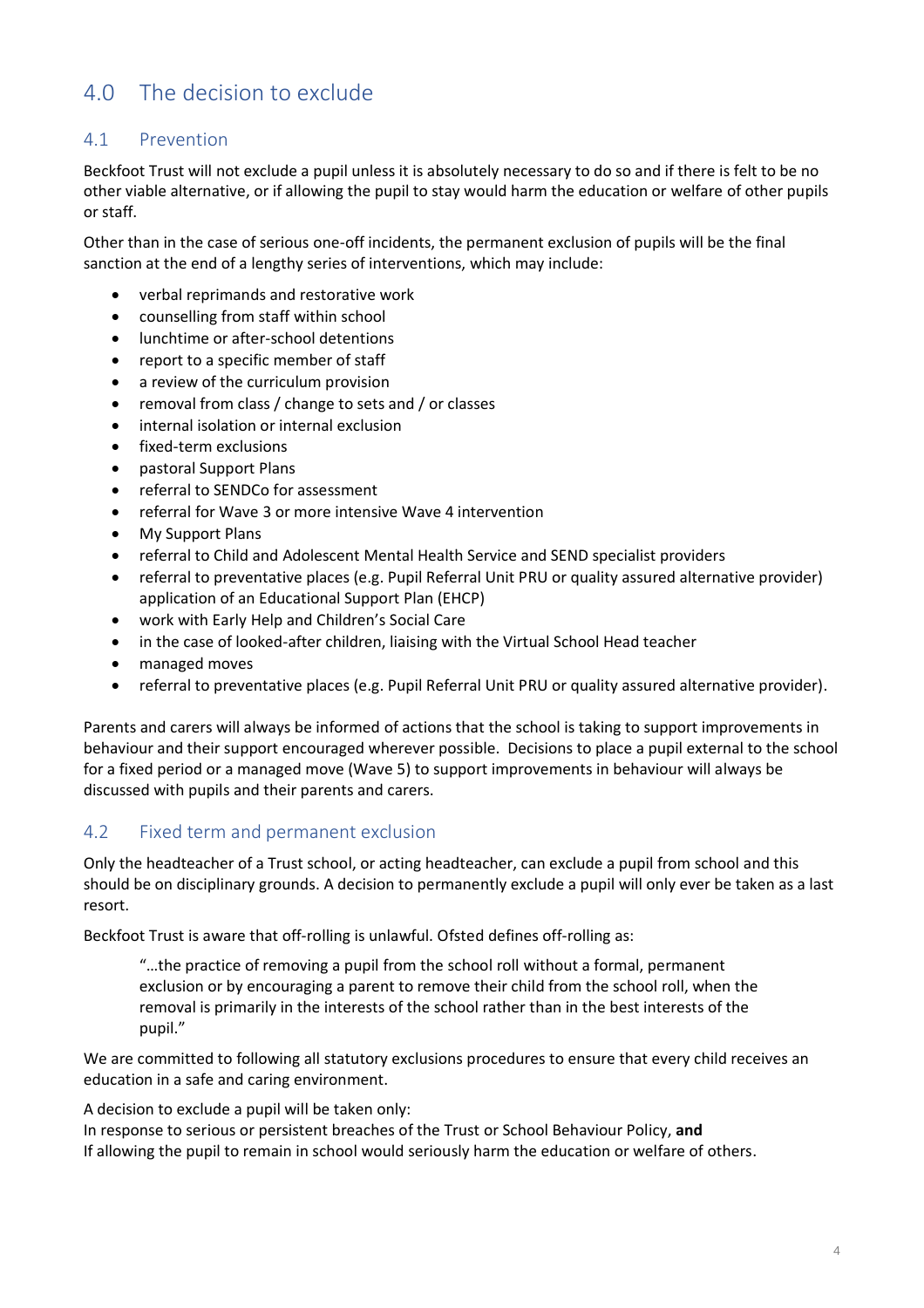# 4.0 The decision to exclude

## 4.1 Prevention

Beckfoot Trust will not exclude a pupil unless it is absolutely necessary to do so and if there is felt to be no other viable alternative, or if allowing the pupil to stay would harm the education or welfare of other pupils or staff.

Other than in the case of serious one-off incidents, the permanent exclusion of pupils will be the final sanction at the end of a lengthy series of interventions, which may include:

- verbal reprimands and restorative work
- counselling from staff within school
- lunchtime or after-school detentions
- report to a specific member of staff
- a review of the curriculum provision
- removal from class / change to sets and / or classes
- internal isolation or internal exclusion
- fixed-term exclusions
- pastoral Support Plans
- referral to SENDCo for assessment
- referral for Wave 3 or more intensive Wave 4 intervention
- My Support Plans
- referral to Child and Adolescent Mental Health Service and SEND specialist providers
- referral to preventative places (e.g. Pupil Referral Unit PRU or quality assured alternative provider) application of an Educational Support Plan (EHCP)
- work with Early Help and Children's Social Care
- in the case of looked-after children, liaising with the Virtual School Head teacher
- managed moves
- referral to preventative places (e.g. Pupil Referral Unit PRU or quality assured alternative provider).

Parents and carers will always be informed of actions that the school is taking to support improvements in behaviour and their support encouraged wherever possible. Decisions to place a pupil external to the school for a fixed period or a managed move (Wave 5) to support improvements in behaviour will always be discussed with pupils and their parents and carers.

## 4.2 Fixed term and permanent exclusion

Only the headteacher of a Trust school, or acting headteacher, can exclude a pupil from school and this should be on disciplinary grounds. A decision to permanently exclude a pupil will only ever be taken as a last resort.

Beckfoot Trust is aware that off-rolling is unlawful. Ofsted defines off-rolling as:

> "…the practice of removing a pupil from the school roll without a formal, permanent exclusion or by encouraging a parent to remove their child from the school roll, when the removal is primarily in the interests of the school rather than in the best interests of the pupil."

We are committed to following all statutory exclusions procedures to ensure that every child receives an education in a safe and caring environment.

A decision to exclude a pupil will be taken only:
In response to serious or persistent breaches of the Trust or School Behaviour Policy, **and**
If allowing the pupil to remain in school would seriously harm the education or welfare of others.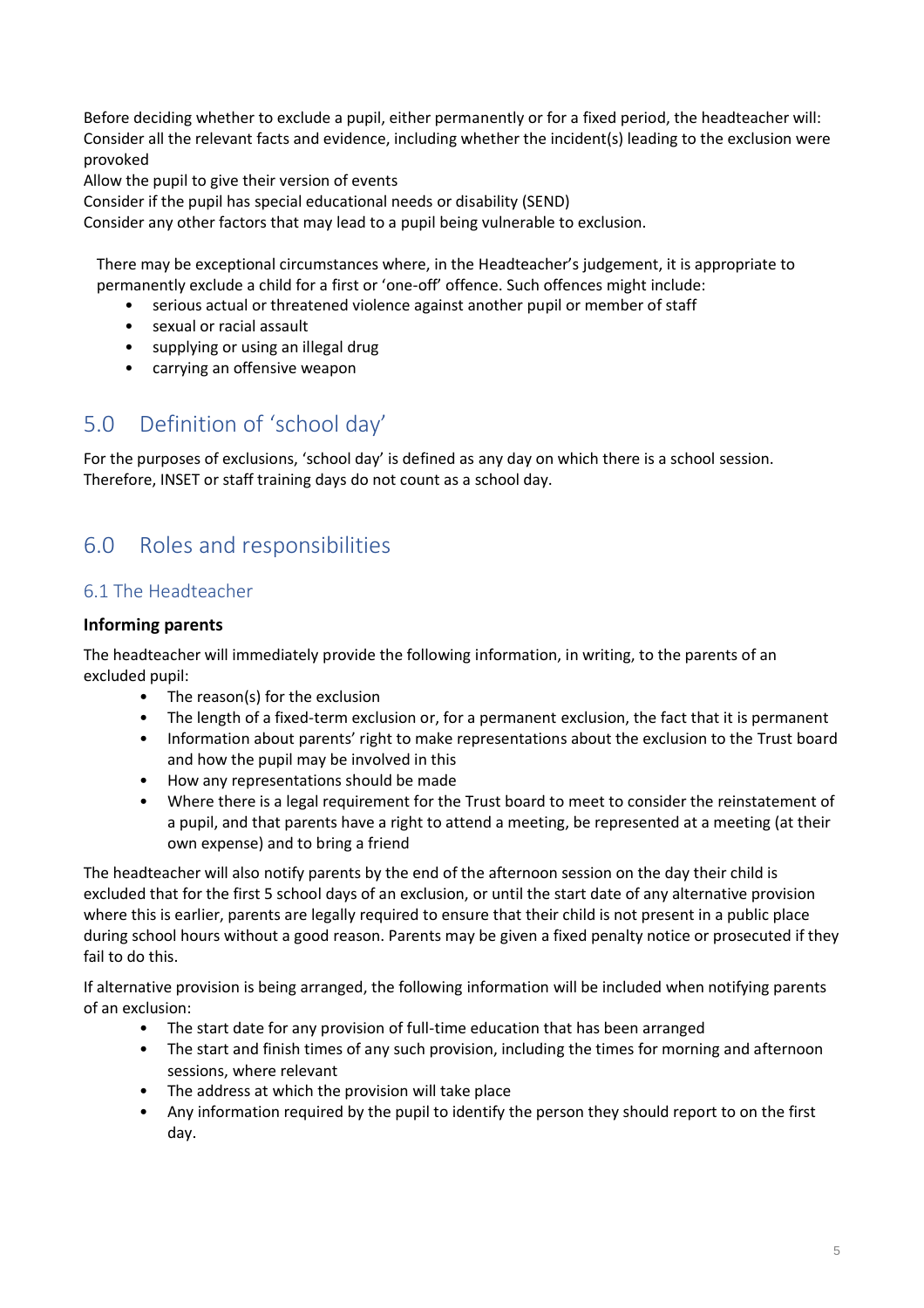Before deciding whether to exclude a pupil, either permanently or for a fixed period, the headteacher will:
Consider all the relevant facts and evidence, including whether the incident(s) leading to the exclusion were provoked
Allow the pupil to give their version of events
Consider if the pupil has special educational needs or disability (SEND)
Consider any other factors that may lead to a pupil being vulnerable to exclusion.

There may be exceptional circumstances where, in the Headteacher's judgement, it is appropriate to permanently exclude a child for a first or 'one-off' offence. Such offences might include:

- serious actual or threatened violence against another pupil or member of staff
- sexual or racial assault
- supplying or using an illegal drug
- carrying an offensive weapon

## 5.0 Definition of 'school day'

For the purposes of exclusions, 'school day' is defined as any day on which there is a school session. Therefore, INSET or staff training days do not count as a school day.

## 6.0 Roles and responsibilities

### 6.1 The Headteacher

**Informing parents**

The headteacher will immediately provide the following information, in writing, to the parents of an excluded pupil:

- The reason(s) for the exclusion
- The length of a fixed-term exclusion or, for a permanent exclusion, the fact that it is permanent
- Information about parents' right to make representations about the exclusion to the Trust board and how the pupil may be involved in this
- How any representations should be made
- Where there is a legal requirement for the Trust board to meet to consider the reinstatement of a pupil, and that parents have a right to attend a meeting, be represented at a meeting (at their own expense) and to bring a friend

The headteacher will also notify parents by the end of the afternoon session on the day their child is excluded that for the first 5 school days of an exclusion, or until the start date of any alternative provision where this is earlier, parents are legally required to ensure that their child is not present in a public place during school hours without a good reason. Parents may be given a fixed penalty notice or prosecuted if they fail to do this.

If alternative provision is being arranged, the following information will be included when notifying parents of an exclusion:

- The start date for any provision of full-time education that has been arranged
- The start and finish times of any such provision, including the times for morning and afternoon sessions, where relevant
- The address at which the provision will take place
- Any information required by the pupil to identify the person they should report to on the first day.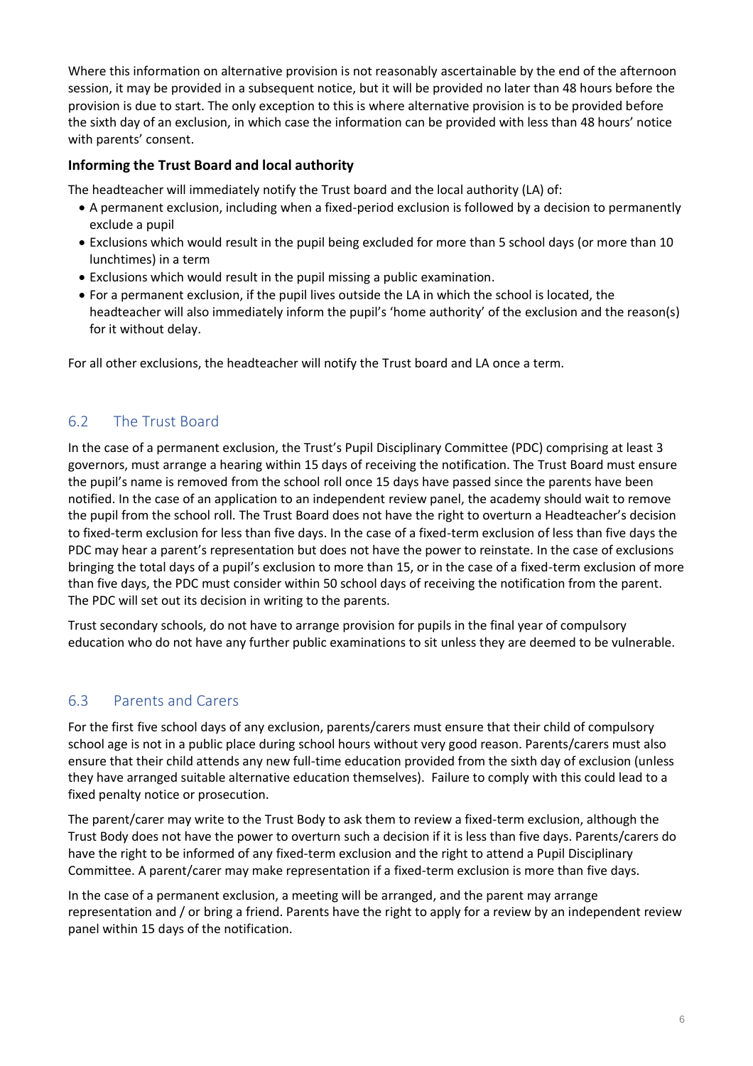Where this information on alternative provision is not reasonably ascertainable by the end of the afternoon session, it may be provided in a subsequent notice, but it will be provided no later than 48 hours before the provision is due to start. The only exception to this is where alternative provision is to be provided before the sixth day of an exclusion, in which case the information can be provided with less than 48 hours' notice with parents' consent.

### Informing the Trust Board and local authority

The headteacher will immediately notify the Trust board and the local authority (LA) of:

- A permanent exclusion, including when a fixed-period exclusion is followed by a decision to permanently exclude a pupil
- Exclusions which would result in the pupil being excluded for more than 5 school days (or more than 10 lunchtimes) in a term
- Exclusions which would result in the pupil missing a public examination.
- For a permanent exclusion, if the pupil lives outside the LA in which the school is located, the headteacher will also immediately inform the pupil's 'home authority' of the exclusion and the reason(s) for it without delay.

For all other exclusions, the headteacher will notify the Trust board and LA once a term.

## 6.2 The Trust Board

In the case of a permanent exclusion, the Trust's Pupil Disciplinary Committee (PDC) comprising at least 3 governors, must arrange a hearing within 15 days of receiving the notification. The Trust Board must ensure the pupil's name is removed from the school roll once 15 days have passed since the parents have been notified. In the case of an application to an independent review panel, the academy should wait to remove the pupil from the school roll. The Trust Board does not have the right to overturn a Headteacher's decision to fixed-term exclusion for less than five days. In the case of a fixed-term exclusion of less than five days the PDC may hear a parent's representation but does not have the power to reinstate. In the case of exclusions bringing the total days of a pupil's exclusion to more than 15, or in the case of a fixed-term exclusion of more than five days, the PDC must consider within 50 school days of receiving the notification from the parent. The PDC will set out its decision in writing to the parents.

Trust secondary schools, do not have to arrange provision for pupils in the final year of compulsory education who do not have any further public examinations to sit unless they are deemed to be vulnerable.

## 6.3 Parents and Carers

For the first five school days of any exclusion, parents/carers must ensure that their child of compulsory school age is not in a public place during school hours without very good reason. Parents/carers must also ensure that their child attends any new full-time education provided from the sixth day of exclusion (unless they have arranged suitable alternative education themselves). Failure to comply with this could lead to a fixed penalty notice or prosecution.

The parent/carer may write to the Trust Body to ask them to review a fixed-term exclusion, although the Trust Body does not have the power to overturn such a decision if it is less than five days. Parents/carers do have the right to be informed of any fixed-term exclusion and the right to attend a Pupil Disciplinary Committee. A parent/carer may make representation if a fixed-term exclusion is more than five days.

In the case of a permanent exclusion, a meeting will be arranged, and the parent may arrange representation and / or bring a friend. Parents have the right to apply for a review by an independent review panel within 15 days of the notification.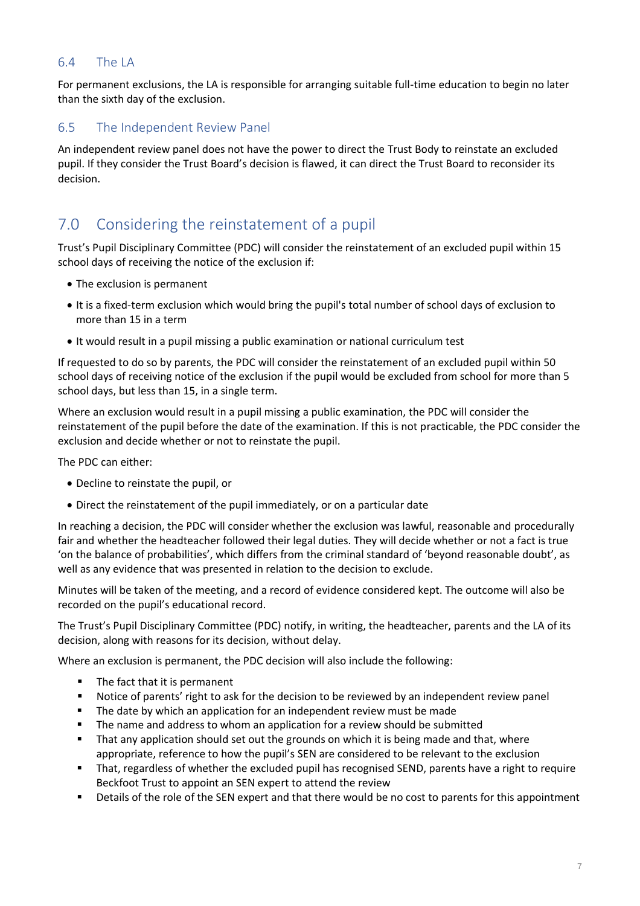### 6.4 The LA

For permanent exclusions, the LA is responsible for arranging suitable full-time education to begin no later than the sixth day of the exclusion.

### 6.5 The Independent Review Panel

An independent review panel does not have the power to direct the Trust Body to reinstate an excluded pupil. If they consider the Trust Board's decision is flawed, it can direct the Trust Board to reconsider its decision.

## 7.0 Considering the reinstatement of a pupil

Trust's Pupil Disciplinary Committee (PDC) will consider the reinstatement of an excluded pupil within 15 school days of receiving the notice of the exclusion if:

- The exclusion is permanent
- It is a fixed-term exclusion which would bring the pupil's total number of school days of exclusion to more than 15 in a term
- It would result in a pupil missing a public examination or national curriculum test

If requested to do so by parents, the PDC will consider the reinstatement of an excluded pupil within 50 school days of receiving notice of the exclusion if the pupil would be excluded from school for more than 5 school days, but less than 15, in a single term.

Where an exclusion would result in a pupil missing a public examination, the PDC will consider the reinstatement of the pupil before the date of the examination. If this is not practicable, the PDC consider the exclusion and decide whether or not to reinstate the pupil.

The PDC can either:

- Decline to reinstate the pupil, or
- Direct the reinstatement of the pupil immediately, or on a particular date

In reaching a decision, the PDC will consider whether the exclusion was lawful, reasonable and procedurally fair and whether the headteacher followed their legal duties. They will decide whether or not a fact is true 'on the balance of probabilities', which differs from the criminal standard of 'beyond reasonable doubt', as well as any evidence that was presented in relation to the decision to exclude.

Minutes will be taken of the meeting, and a record of evidence considered kept. The outcome will also be recorded on the pupil's educational record.

The Trust's Pupil Disciplinary Committee (PDC) notify, in writing, the headteacher, parents and the LA of its decision, along with reasons for its decision, without delay.

Where an exclusion is permanent, the PDC decision will also include the following:

- The fact that it is permanent
- Notice of parents' right to ask for the decision to be reviewed by an independent review panel
- The date by which an application for an independent review must be made
- The name and address to whom an application for a review should be submitted
- That any application should set out the grounds on which it is being made and that, where appropriate, reference to how the pupil's SEN are considered to be relevant to the exclusion
- That, regardless of whether the excluded pupil has recognised SEND, parents have a right to require Beckfoot Trust to appoint an SEN expert to attend the review
- Details of the role of the SEN expert and that there would be no cost to parents for this appointment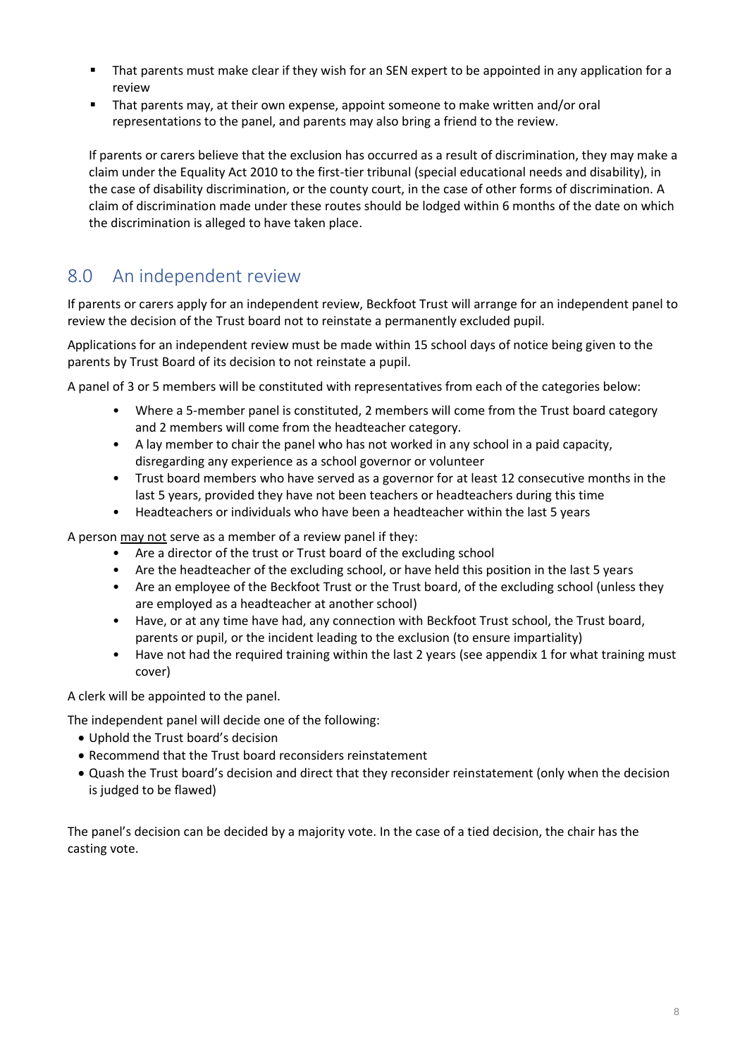- That parents must make clear if they wish for an SEN expert to be appointed in any application for a review
- That parents may, at their own expense, appoint someone to make written and/or oral representations to the panel, and parents may also bring a friend to the review.

If parents or carers believe that the exclusion has occurred as a result of discrimination, they may make a claim under the Equality Act 2010 to the first-tier tribunal (special educational needs and disability), in the case of disability discrimination, or the county court, in the case of other forms of discrimination. A claim of discrimination made under these routes should be lodged within 6 months of the date on which the discrimination is alleged to have taken place.

## 8.0 An independent review

If parents or carers apply for an independent review, Beckfoot Trust will arrange for an independent panel to review the decision of the Trust board not to reinstate a permanently excluded pupil.

Applications for an independent review must be made within 15 school days of notice being given to the parents by Trust Board of its decision to not reinstate a pupil.

A panel of 3 or 5 members will be constituted with representatives from each of the categories below:

- Where a 5-member panel is constituted, 2 members will come from the Trust board category and 2 members will come from the headteacher category.
- A lay member to chair the panel who has not worked in any school in a paid capacity, disregarding any experience as a school governor or volunteer
- Trust board members who have served as a governor for at least 12 consecutive months in the last 5 years, provided they have not been teachers or headteachers during this time
- Headteachers or individuals who have been a headteacher within the last 5 years

A person <u>may not</u> serve as a member of a review panel if they:

- Are a director of the trust or Trust board of the excluding school
- Are the headteacher of the excluding school, or have held this position in the last 5 years
- Are an employee of the Beckfoot Trust or the Trust board, of the excluding school (unless they are employed as a headteacher at another school)
- Have, or at any time have had, any connection with Beckfoot Trust school, the Trust board, parents or pupil, or the incident leading to the exclusion (to ensure impartiality)
- Have not had the required training within the last 2 years (see appendix 1 for what training must cover)

A clerk will be appointed to the panel.

The independent panel will decide one of the following:

- Uphold the Trust board's decision
- Recommend that the Trust board reconsiders reinstatement
- Quash the Trust board's decision and direct that they reconsider reinstatement (only when the decision is judged to be flawed)

The panel's decision can be decided by a majority vote. In the case of a tied decision, the chair has the casting vote.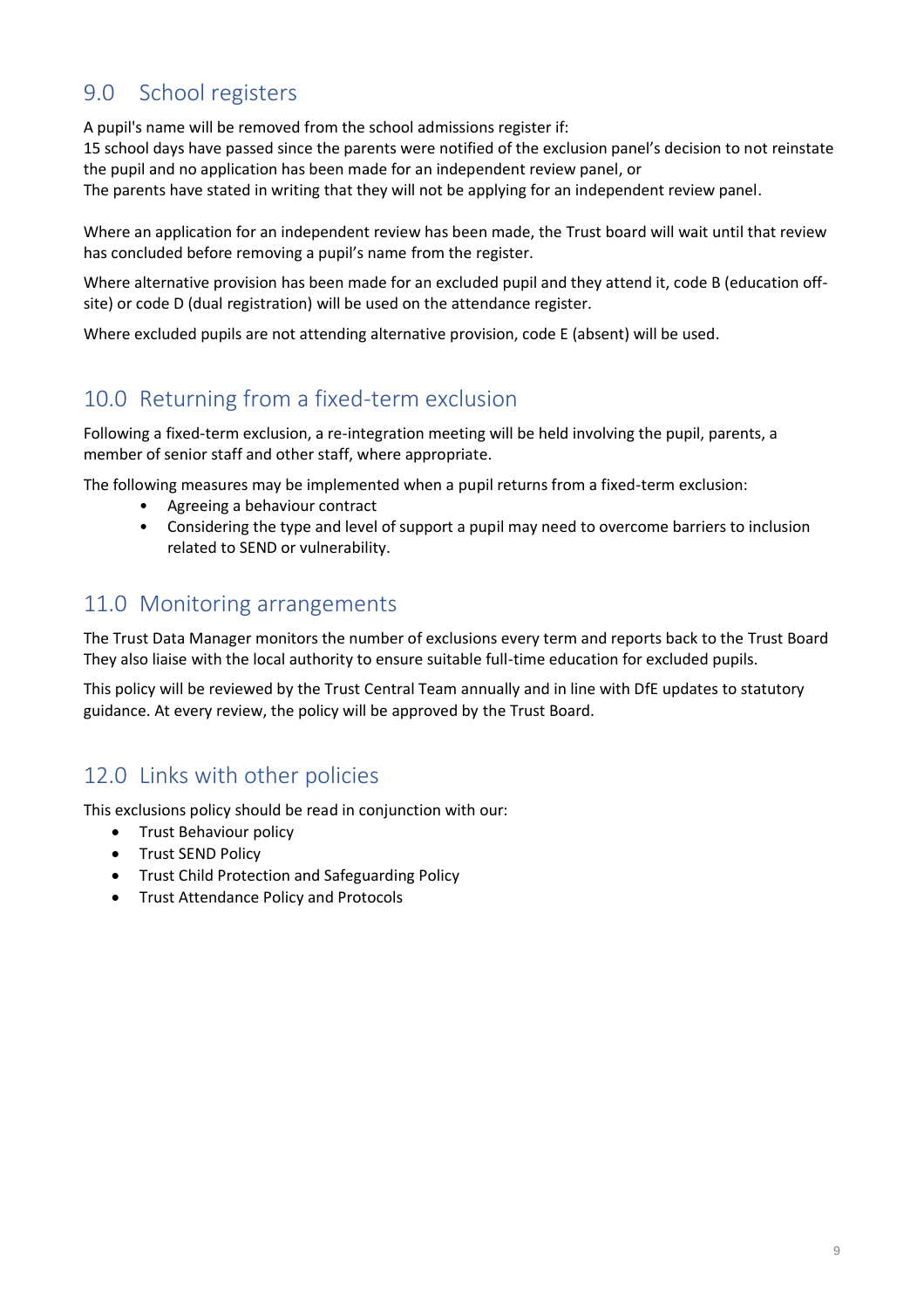## 9.0 School registers

A pupil's name will be removed from the school admissions register if:
15 school days have passed since the parents were notified of the exclusion panel's decision to not reinstate the pupil and no application has been made for an independent review panel, or
The parents have stated in writing that they will not be applying for an independent review panel.

Where an application for an independent review has been made, the Trust board will wait until that review has concluded before removing a pupil's name from the register.

Where alternative provision has been made for an excluded pupil and they attend it, code B (education off-site) or code D (dual registration) will be used on the attendance register.

Where excluded pupils are not attending alternative provision, code E (absent) will be used.

## 10.0 Returning from a fixed-term exclusion

Following a fixed-term exclusion, a re-integration meeting will be held involving the pupil, parents, a member of senior staff and other staff, where appropriate.

The following measures may be implemented when a pupil returns from a fixed-term exclusion:

- Agreeing a behaviour contract
- Considering the type and level of support a pupil may need to overcome barriers to inclusion related to SEND or vulnerability.

## 11.0 Monitoring arrangements

The Trust Data Manager monitors the number of exclusions every term and reports back to the Trust Board They also liaise with the local authority to ensure suitable full-time education for excluded pupils.

This policy will be reviewed by the Trust Central Team annually and in line with DfE updates to statutory guidance. At every review, the policy will be approved by the Trust Board.

## 12.0 Links with other policies

This exclusions policy should be read in conjunction with our:

- Trust Behaviour policy
- Trust SEND Policy
- Trust Child Protection and Safeguarding Policy
- Trust Attendance Policy and Protocols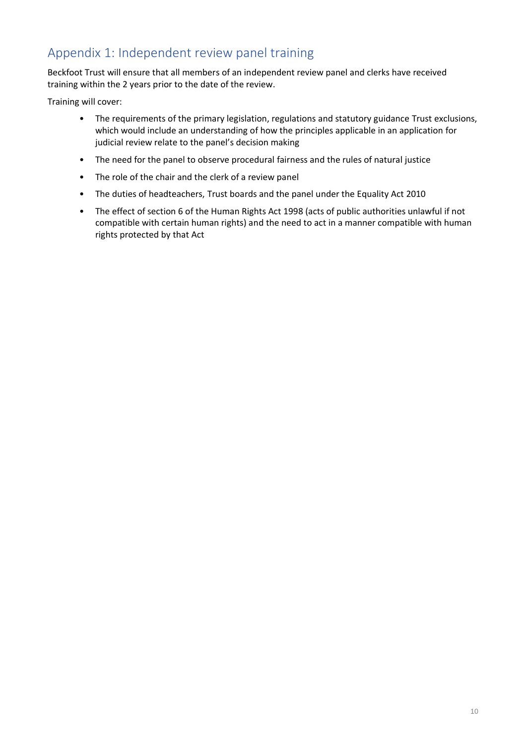# Appendix 1: Independent review panel training

Beckfoot Trust will ensure that all members of an independent review panel and clerks have received training within the 2 years prior to the date of the review.

Training will cover:

- The requirements of the primary legislation, regulations and statutory guidance Trust exclusions, which would include an understanding of how the principles applicable in an application for judicial review relate to the panel's decision making
- The need for the panel to observe procedural fairness and the rules of natural justice
- The role of the chair and the clerk of a review panel
- The duties of headteachers, Trust boards and the panel under the Equality Act 2010
- The effect of section 6 of the Human Rights Act 1998 (acts of public authorities unlawful if not compatible with certain human rights) and the need to act in a manner compatible with human rights protected by that Act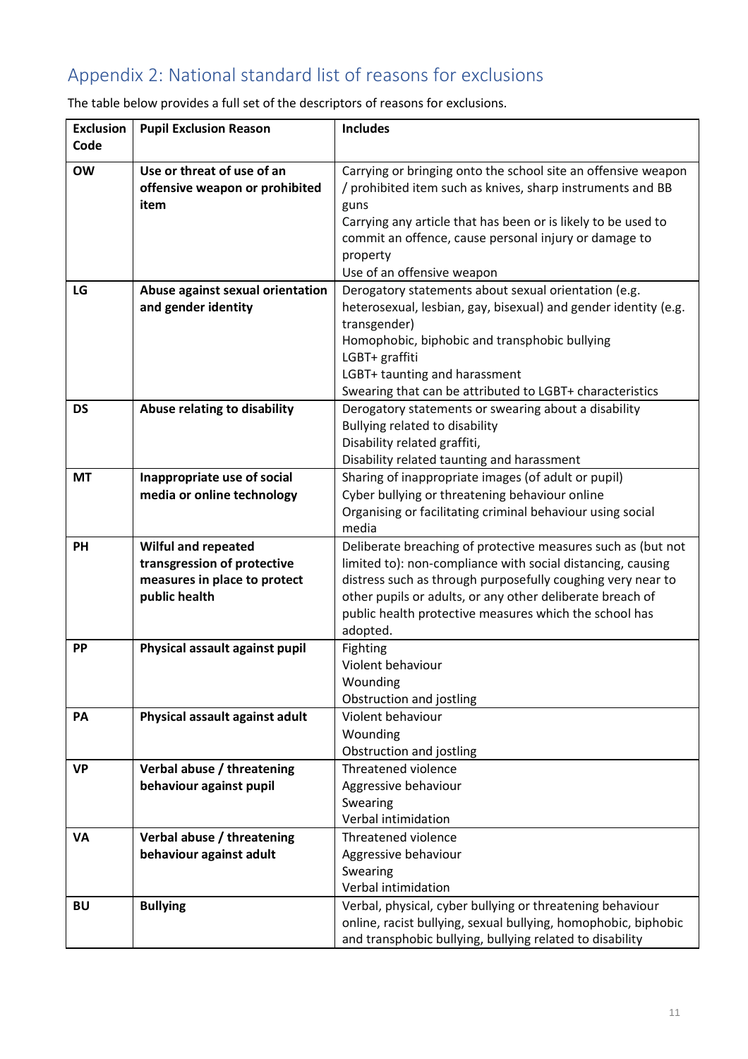## Appendix 2: National standard list of reasons for exclusions

The table below provides a full set of the descriptors of reasons for exclusions.

| Exclusion Code | Pupil Exclusion Reason | Includes |
|---|---|---|
| **OW** | **Use or threat of use of an offensive weapon or prohibited item** | Carrying or bringing onto the school site an offensive weapon / prohibited item such as knives, sharp instruments and BB guns<br>Carrying any article that has been or is likely to be used to commit an offence, cause personal injury or damage to property<br>Use of an offensive weapon |
| **LG** | **Abuse against sexual orientation and gender identity** | Derogatory statements about sexual orientation (e.g. heterosexual, lesbian, gay, bisexual) and gender identity (e.g. transgender)<br>Homophobic, biphobic and transphobic bullying<br>LGBT+ graffiti<br>LGBT+ taunting and harassment<br>Swearing that can be attributed to LGBT+ characteristics |
| **DS** | **Abuse relating to disability** | Derogatory statements or swearing about a disability<br>Bullying related to disability<br>Disability related graffiti,<br>Disability related taunting and harassment |
| **MT** | **Inappropriate use of social media or online technology** | Sharing of inappropriate images (of adult or pupil)<br>Cyber bullying or threatening behaviour online<br>Organising or facilitating criminal behaviour using social media |
| **PH** | **Wilful and repeated transgression of protective measures in place to protect public health** | Deliberate breaching of protective measures such as (but not limited to): non-compliance with social distancing, causing distress such as through purposefully coughing very near to other pupils or adults, or any other deliberate breach of public health protective measures which the school has adopted. |
| **PP** | **Physical assault against pupil** | Fighting<br>Violent behaviour<br>Wounding<br>Obstruction and jostling |
| **PA** | **Physical assault against adult** | Violent behaviour<br>Wounding<br>Obstruction and jostling |
| **VP** | **Verbal abuse / threatening behaviour against pupil** | Threatened violence<br>Aggressive behaviour<br>Swearing<br>Verbal intimidation |
| **VA** | **Verbal abuse / threatening behaviour against adult** | Threatened violence<br>Aggressive behaviour<br>Swearing<br>Verbal intimidation |
| **BU** | **Bullying** | Verbal, physical, cyber bullying or threatening behaviour online, racist bullying, sexual bullying, homophobic, biphobic and transphobic bullying, bullying related to disability |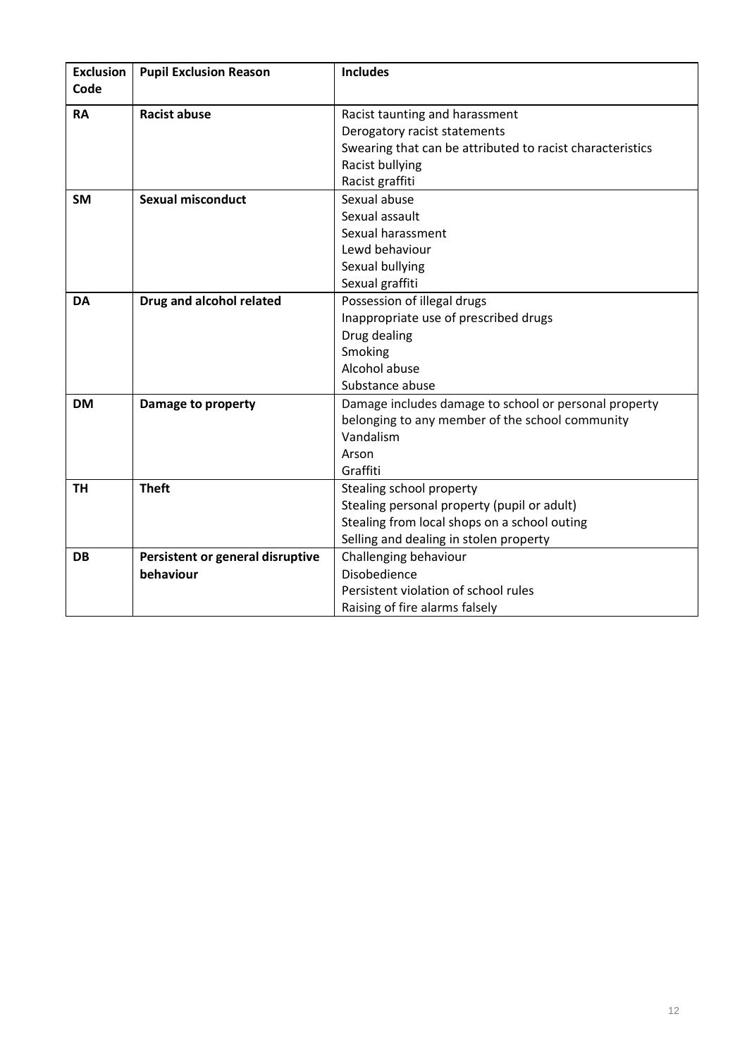| Exclusion Code | Pupil Exclusion Reason | Includes |
|---|---|---|
| **RA** | **Racist abuse** | Racist taunting and harassment<br>Derogatory racist statements<br>Swearing that can be attributed to racist characteristics<br>Racist bullying<br>Racist graffiti |
| **SM** | **Sexual misconduct** | Sexual abuse<br>Sexual assault<br>Sexual harassment<br>Lewd behaviour<br>Sexual bullying<br>Sexual graffiti |
| **DA** | **Drug and alcohol related** | Possession of illegal drugs<br>Inappropriate use of prescribed drugs<br>Drug dealing<br>Smoking<br>Alcohol abuse<br>Substance abuse |
| **DM** | **Damage to property** | Damage includes damage to school or personal property belonging to any member of the school community<br>Vandalism<br>Arson<br>Graffiti |
| **TH** | **Theft** | Stealing school property<br>Stealing personal property (pupil or adult)<br>Stealing from local shops on a school outing<br>Selling and dealing in stolen property |
| **DB** | **Persistent or general disruptive behaviour** | Challenging behaviour<br>Disobedience<br>Persistent violation of school rules<br>Raising of fire alarms falsely |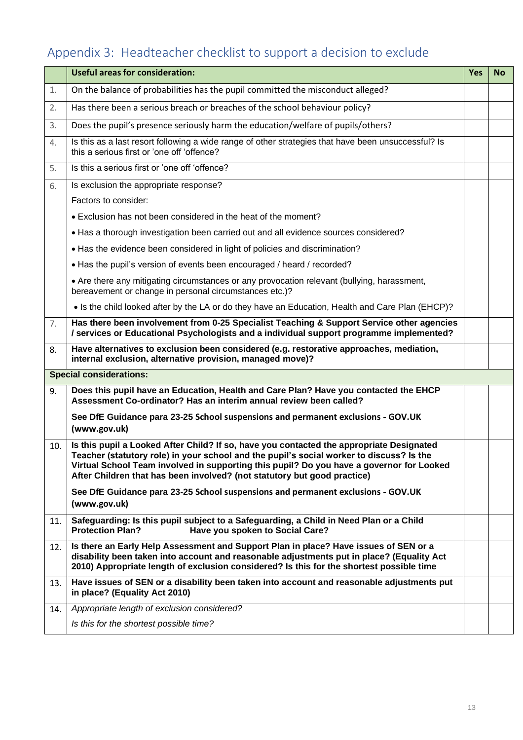## Appendix 3: Headteacher checklist to support a decision to exclude

| | **Useful areas for consideration:** | **Yes** | **No** |
|---|---|---|---|
| 1. | On the balance of probabilities has the pupil committed the misconduct alleged? | | |
| 2. | Has there been a serious breach or breaches of the school behaviour policy? | | |
| 3. | Does the pupil's presence seriously harm the education/welfare of pupils/others? | | |
| 4. | Is this as a last resort following a wide range of other strategies that have been unsuccessful? Is this a serious first or 'one off 'offence? | | |
| 5. | Is this a serious first or 'one off 'offence? | | |
| 6. | Is exclusion the appropriate response?<br><br>Factors to consider:<br><br>• Exclusion has not been considered in the heat of the moment?<br><br>• Has a thorough investigation been carried out and all evidence sources considered?<br><br>• Has the evidence been considered in light of policies and discrimination?<br><br>• Has the pupil's version of events been encouraged / heard / recorded?<br><br>• Are there any mitigating circumstances or any provocation relevant (bullying, harassment, bereavement or change in personal circumstances etc.)?<br><br>• Is the child looked after by the LA or do they have an Education, Health and Care Plan (EHCP)? | | |
| 7. | **Has there been involvement from 0-25 Specialist Teaching & Support Service other agencies / services or Educational Psychologists and a individual support programme implemented?** | | |
| 8. | **Have alternatives to exclusion been considered (e.g. restorative approaches, mediation, internal exclusion, alternative provision, managed move)?** | | |
| **Special considerations:** | | | |
| 9. | **Does this pupil have an Education, Health and Care Plan? Have you contacted the EHCP Assessment Co-ordinator? Has an interim annual review been called?**<br><br>**See DfE Guidance para 23-25 School suspensions and permanent exclusions - GOV.UK (www.gov.uk)** | | |
| 10. | **Is this pupil a Looked After Child? If so, have you contacted the appropriate Designated Teacher (statutory role) in your school and the pupil's social worker to discuss? Is the Virtual School Team involved in supporting this pupil? Do you have a governor for Looked After Children that has been involved? (not statutory but good practice)**<br><br>**See DfE Guidance para 23-25 School suspensions and permanent exclusions - GOV.UK (www.gov.uk)** | | |
| 11. | **Safeguarding: Is this pupil subject to a Safeguarding, a Child in Need Plan or a Child Protection Plan? Have you spoken to Social Care?** | | |
| 12. | **Is there an Early Help Assessment and Support Plan in place? Have issues of SEN or a disability been taken into account and reasonable adjustments put in place? (Equality Act 2010) Appropriate length of exclusion considered? Is this for the shortest possible time** | | |
| 13. | **Have issues of SEN or a disability been taken into account and reasonable adjustments put in place? (Equality Act 2010)** | | |
| 14. | *Appropriate length of exclusion considered?*<br><br>*Is this for the shortest possible time?* | | |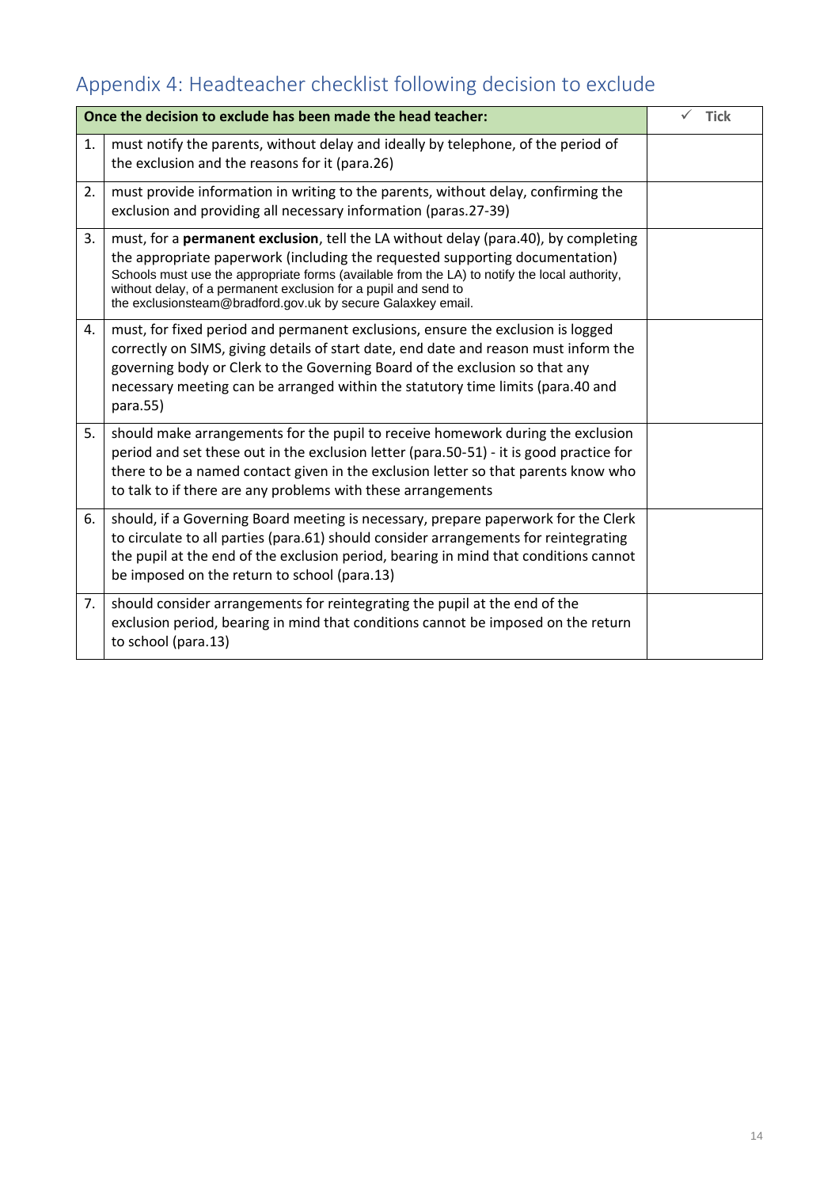## Appendix 4: Headteacher checklist following decision to exclude

| | Once the decision to exclude has been made the head teacher: | ✓ Tick |
|---|---|---|
| 1. | must notify the parents, without delay and ideally by telephone, of the period of the exclusion and the reasons for it (para.26) | |
| 2. | must provide information in writing to the parents, without delay, confirming the exclusion and providing all necessary information (paras.27-39) | |
| 3. | must, for a **permanent exclusion**, tell the LA without delay (para.40), by completing the appropriate paperwork (including the requested supporting documentation) Schools must use the appropriate forms (available from the LA) to notify the local authority, without delay, of a permanent exclusion for a pupil and send to the exclusionsteam@bradford.gov.uk by secure Galaxkey email. | |
| 4. | must, for fixed period and permanent exclusions, ensure the exclusion is logged correctly on SIMS, giving details of start date, end date and reason must inform the governing body or Clerk to the Governing Board of the exclusion so that any necessary meeting can be arranged within the statutory time limits (para.40 and para.55) | |
| 5. | should make arrangements for the pupil to receive homework during the exclusion period and set these out in the exclusion letter (para.50-51) - it is good practice for there to be a named contact given in the exclusion letter so that parents know who to talk to if there are any problems with these arrangements | |
| 6. | should, if a Governing Board meeting is necessary, prepare paperwork for the Clerk to circulate to all parties (para.61) should consider arrangements for reintegrating the pupil at the end of the exclusion period, bearing in mind that conditions cannot be imposed on the return to school (para.13) | |
| 7. | should consider arrangements for reintegrating the pupil at the end of the exclusion period, bearing in mind that conditions cannot be imposed on the return to school (para.13) | |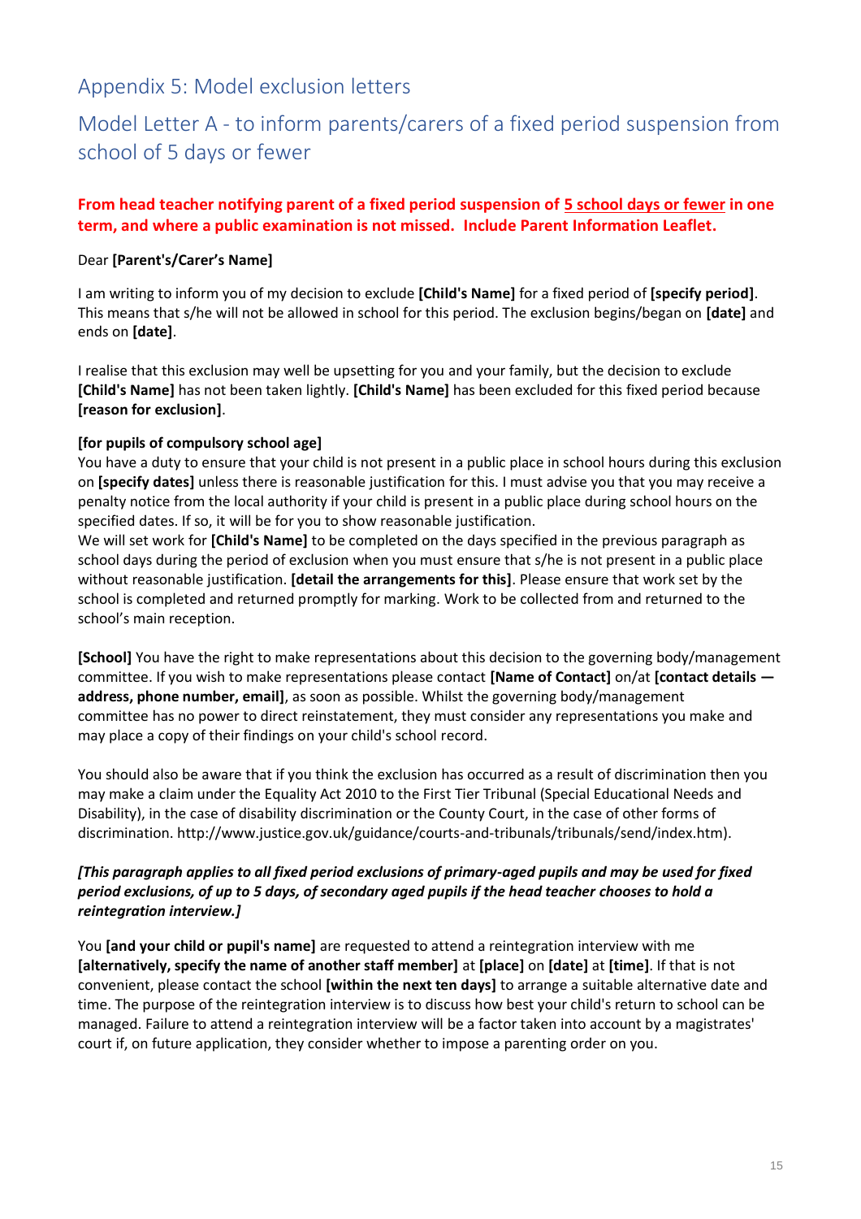# Appendix 5: Model exclusion letters

## Model Letter A - to inform parents/carers of a fixed period suspension from school of 5 days or fewer

**From head teacher notifying parent of a fixed period suspension of 5 school days or fewer in one term, and where a public examination is not missed. Include Parent Information Leaflet.**

Dear **[Parent's/Carer's Name]**

I am writing to inform you of my decision to exclude **[Child's Name]** for a fixed period of **[specify period]**. This means that s/he will not be allowed in school for this period. The exclusion begins/began on **[date]** and ends on **[date]**.

I realise that this exclusion may well be upsetting for you and your family, but the decision to exclude **[Child's Name]** has not been taken lightly. **[Child's Name]** has been excluded for this fixed period because **[reason for exclusion]**.

**[for pupils of compulsory school age]**
You have a duty to ensure that your child is not present in a public place in school hours during this exclusion on **[specify dates]** unless there is reasonable justification for this. I must advise you that you may receive a penalty notice from the local authority if your child is present in a public place during school hours on the specified dates. If so, it will be for you to show reasonable justification.
We will set work for **[Child's Name]** to be completed on the days specified in the previous paragraph as school days during the period of exclusion when you must ensure that s/he is not present in a public place without reasonable justification. **[detail the arrangements for this]**. Please ensure that work set by the school is completed and returned promptly for marking. Work to be collected from and returned to the school's main reception.

**[School]** You have the right to make representations about this decision to the governing body/management committee. If you wish to make representations please contact **[Name of Contact]** on/at **[contact details — address, phone number, email]**, as soon as possible. Whilst the governing body/management committee has no power to direct reinstatement, they must consider any representations you make and may place a copy of their findings on your child's school record.

You should also be aware that if you think the exclusion has occurred as a result of discrimination then you may make a claim under the Equality Act 2010 to the First Tier Tribunal (Special Educational Needs and Disability), in the case of disability discrimination or the County Court, in the case of other forms of discrimination. http://www.justice.gov.uk/guidance/courts-and-tribunals/tribunals/send/index.htm).

***[This paragraph applies to all fixed period exclusions of primary-aged pupils and may be used for fixed period exclusions, of up to 5 days, of secondary aged pupils if the head teacher chooses to hold a reintegration interview.]***

You **[and your child or pupil's name]** are requested to attend a reintegration interview with me **[alternatively, specify the name of another staff member]** at **[place]** on **[date]** at **[time]**. If that is not convenient, please contact the school **[within the next ten days]** to arrange a suitable alternative date and time. The purpose of the reintegration interview is to discuss how best your child's return to school can be managed. Failure to attend a reintegration interview will be a factor taken into account by a magistrates' court if, on future application, they consider whether to impose a parenting order on you.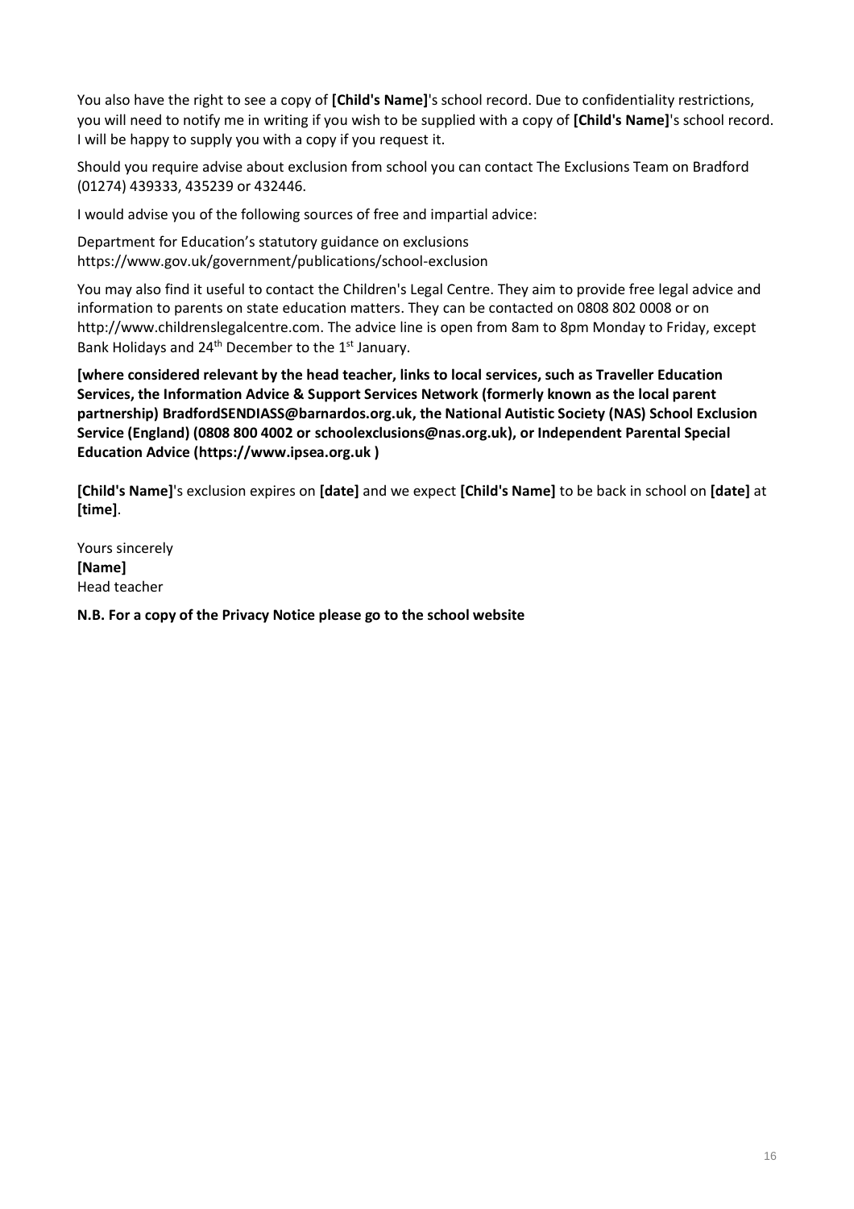You also have the right to see a copy of **[Child's Name]**'s school record. Due to confidentiality restrictions, you will need to notify me in writing if you wish to be supplied with a copy of **[Child's Name]**'s school record. I will be happy to supply you with a copy if you request it.

Should you require advise about exclusion from school you can contact The Exclusions Team on Bradford (01274) 439333, 435239 or 432446.

I would advise you of the following sources of free and impartial advice:

Department for Education's statutory guidance on exclusions
https://www.gov.uk/government/publications/school-exclusion

You may also find it useful to contact the Children's Legal Centre. They aim to provide free legal advice and information to parents on state education matters. They can be contacted on 0808 802 0008 or on http://www.childrenslegalcentre.com. The advice line is open from 8am to 8pm Monday to Friday, except Bank Holidays and 24th December to the 1st January.

**[where considered relevant by the head teacher, links to local services, such as Traveller Education Services, the Information Advice & Support Services Network (formerly known as the local parent partnership) BradfordSENDIASS@barnardos.org.uk, the National Autistic Society (NAS) School Exclusion Service (England) (0808 800 4002 or schoolexclusions@nas.org.uk), or Independent Parental Special Education Advice (https://www.ipsea.org.uk )**

**[Child's Name]**'s exclusion expires on **[date]** and we expect **[Child's Name]** to be back in school on **[date]** at **[time]**.

Yours sincerely
**[Name]**
Head teacher

**N.B. For a copy of the Privacy Notice please go to the school website**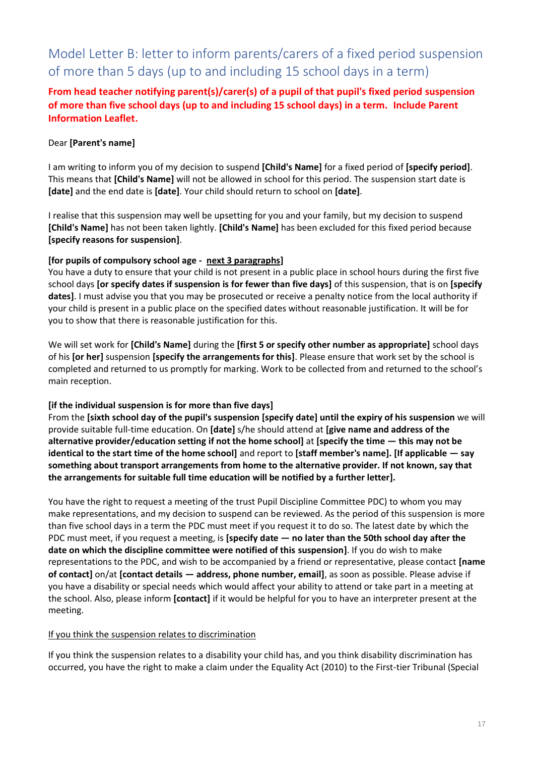## Model Letter B: letter to inform parents/carers of a fixed period suspension of more than 5 days (up to and including 15 school days in a term)

**From head teacher notifying parent(s)/carer(s) of a pupil of that pupil's fixed period suspension of more than five school days (up to and including 15 school days) in a term. Include Parent Information Leaflet.**

Dear **[Parent's name]**

I am writing to inform you of my decision to suspend **[Child's Name]** for a fixed period of **[specify period]**. This means that **[Child's Name]** will not be allowed in school for this period. The suspension start date is **[date]** and the end date is **[date]**. Your child should return to school on **[date]**.

I realise that this suspension may well be upsetting for you and your family, but my decision to suspend **[Child's Name]** has not been taken lightly. **[Child's Name]** has been excluded for this fixed period because **[specify reasons for suspension]**.

**[for pupils of compulsory school age - <u>next 3 paragraphs</u>]**
You have a duty to ensure that your child is not present in a public place in school hours during the first five school days **[or specify dates if suspension is for fewer than five days]** of this suspension, that is on **[specify dates]**. I must advise you that you may be prosecuted or receive a penalty notice from the local authority if your child is present in a public place on the specified dates without reasonable justification. It will be for you to show that there is reasonable justification for this.

We will set work for **[Child's Name]** during the **[first 5 or specify other number as appropriate]** school days of his **[or her]** suspension **[specify the arrangements for this]**. Please ensure that work set by the school is completed and returned to us promptly for marking. Work to be collected from and returned to the school's main reception.

**[if the individual suspension is for more than five days]**
From the **[sixth school day of the pupil's suspension [specify date] until the expiry of his suspension** we will provide suitable full-time education. On **[date]** s/he should attend at **[give name and address of the alternative provider/education setting if not the home school]** at **[specify the time — this may not be identical to the start time of the home school]** and report to **[staff member's name]. [If applicable — say something about transport arrangements from home to the alternative provider. If not known, say that the arrangements for suitable full time education will be notified by a further letter].**

You have the right to request a meeting of the trust Pupil Discipline Committee PDC) to whom you may make representations, and my decision to suspend can be reviewed. As the period of this suspension is more than five school days in a term the PDC must meet if you request it to do so. The latest date by which the PDC must meet, if you request a meeting, is **[specify date — no later than the 50th school day after the date on which the discipline committee were notified of this suspension]**. If you do wish to make representations to the PDC, and wish to be accompanied by a friend or representative, please contact **[name of contact]** on/at **[contact details — address, phone number, email]**, as soon as possible. Please advise if you have a disability or special needs which would affect your ability to attend or take part in a meeting at the school. Also, please inform **[contact]** if it would be helpful for you to have an interpreter present at the meeting.

<u>If you think the suspension relates to discrimination</u>

If you think the suspension relates to a disability your child has, and you think disability discrimination has occurred, you have the right to make a claim under the Equality Act (2010) to the First-tier Tribunal (Special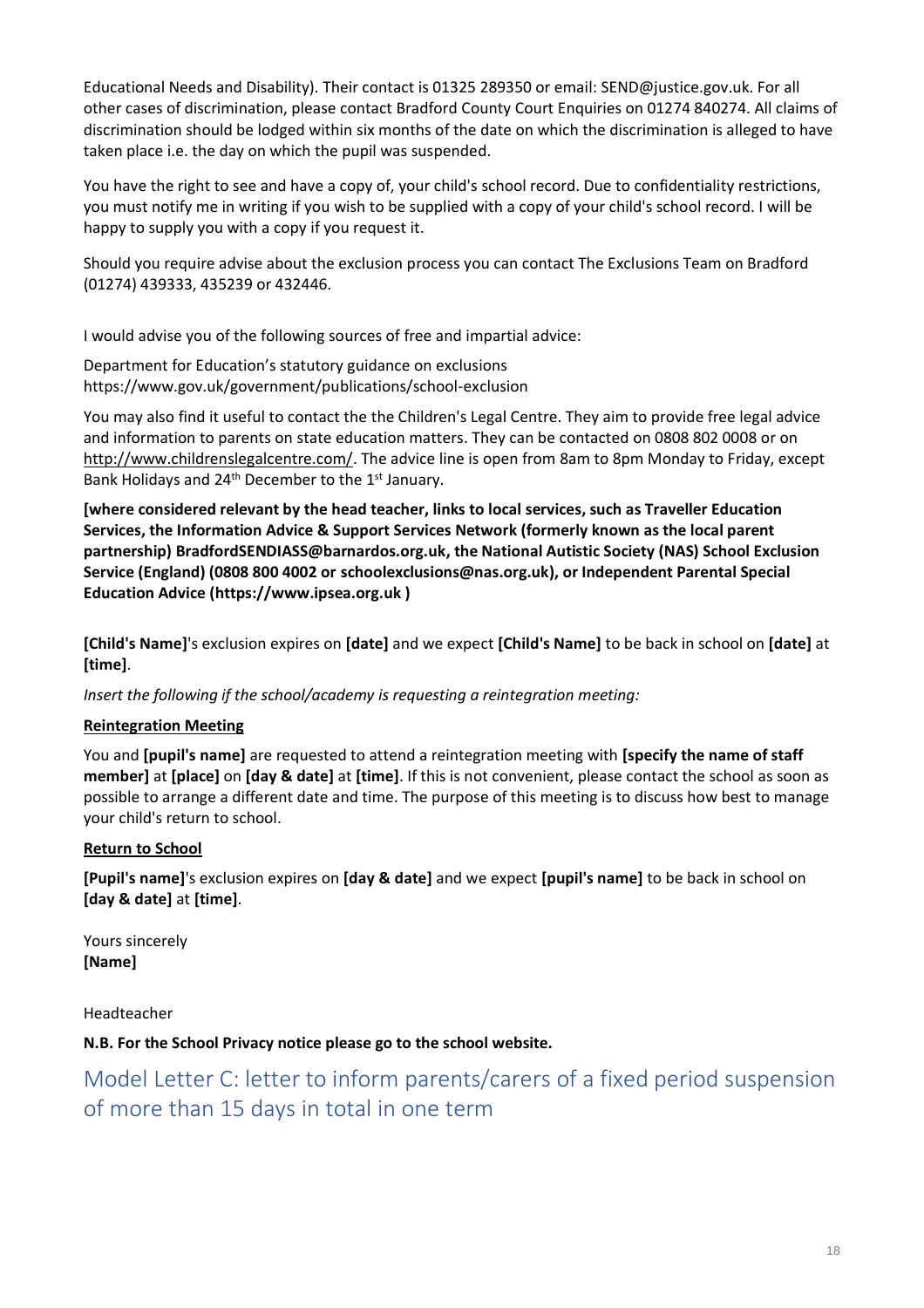Educational Needs and Disability). Their contact is 01325 289350 or email: SEND@justice.gov.uk. For all other cases of discrimination, please contact Bradford County Court Enquiries on 01274 840274. All claims of discrimination should be lodged within six months of the date on which the discrimination is alleged to have taken place i.e. the day on which the pupil was suspended.

You have the right to see and have a copy of, your child's school record. Due to confidentiality restrictions, you must notify me in writing if you wish to be supplied with a copy of your child's school record. I will be happy to supply you with a copy if you request it.

Should you require advise about the exclusion process you can contact The Exclusions Team on Bradford (01274) 439333, 435239 or 432446.

I would advise you of the following sources of free and impartial advice:

Department for Education's statutory guidance on exclusions
https://www.gov.uk/government/publications/school-exclusion

You may also find it useful to contact the the Children's Legal Centre. They aim to provide free legal advice and information to parents on state education matters. They can be contacted on 0808 802 0008 or on http://www.childrenslegalcentre.com/. The advice line is open from 8am to 8pm Monday to Friday, except Bank Holidays and 24th December to the 1st January.

**[where considered relevant by the head teacher, links to local services, such as Traveller Education Services, the Information Advice & Support Services Network (formerly known as the local parent partnership) BradfordSENDIASS@barnardos.org.uk, the National Autistic Society (NAS) School Exclusion Service (England) (0808 800 4002 or schoolexclusions@nas.org.uk), or Independent Parental Special Education Advice (https://www.ipsea.org.uk )**

**[Child's Name]**'s exclusion expires on **[date]** and we expect **[Child's Name]** to be back in school on **[date]** at **[time]**.

*Insert the following if the school/academy is requesting a reintegration meeting:*

**Reintegration Meeting**

You and **[pupil's name]** are requested to attend a reintegration meeting with **[specify the name of staff member]** at **[place]** on **[day & date]** at **[time]**. If this is not convenient, please contact the school as soon as possible to arrange a different date and time. The purpose of this meeting is to discuss how best to manage your child's return to school.

**Return to School**

**[Pupil's name]**'s exclusion expires on **[day & date]** and we expect **[pupil's name]** to be back in school on **[day & date]** at **[time]**.

Yours sincerely
**[Name]**

Headteacher

**N.B. For the School Privacy notice please go to the school website.**

## Model Letter C: letter to inform parents/carers of a fixed period suspension of more than 15 days in total in one term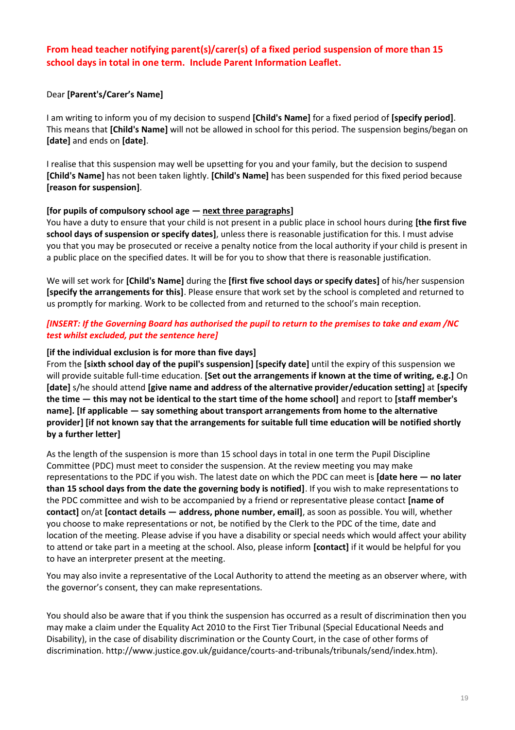**From head teacher notifying parent(s)/carer(s) of a fixed period suspension of more than 15 school days in total in one term. Include Parent Information Leaflet.**

Dear **[Parent's/Carer's Name]**

I am writing to inform you of my decision to suspend **[Child's Name]** for a fixed period of **[specify period]**. This means that **[Child's Name]** will not be allowed in school for this period. The suspension begins/began on **[date]** and ends on **[date]**.

I realise that this suspension may well be upsetting for you and your family, but the decision to suspend **[Child's Name]** has not been taken lightly. **[Child's Name]** has been suspended for this fixed period because **[reason for suspension]**.

**[for pupils of compulsory school age — <u>next three paragraphs</u>]**
You have a duty to ensure that your child is not present in a public place in school hours during **[the first five school days of suspension or specify dates]**, unless there is reasonable justification for this. I must advise you that you may be prosecuted or receive a penalty notice from the local authority if your child is present in a public place on the specified dates. It will be for you to show that there is reasonable justification.

We will set work for **[Child's Name]** during the **[first five school days or specify dates]** of his/her suspension **[specify the arrangements for this]**. Please ensure that work set by the school is completed and returned to us promptly for marking. Work to be collected from and returned to the school's main reception.

***[INSERT: If the Governing Board has authorised the pupil to return to the premises to take and exam /NC test whilst excluded, put the sentence here]***

**[if the individual exclusion is for more than five days]**
From the **[sixth school day of the pupil's suspension] [specify date]** until the expiry of this suspension we will provide suitable full-time education. **[Set out the arrangements if known at the time of writing, e.g.]** On **[date]** s/he should attend **[give name and address of the alternative provider/education setting]** at **[specify the time — this may not be identical to the start time of the home school]** and report to **[staff member's name]. [If applicable — say something about transport arrangements from home to the alternative provider] [if not known say that the arrangements for suitable full time education will be notified shortly by a further letter]**

As the length of the suspension is more than 15 school days in total in one term the Pupil Discipline Committee (PDC) must meet to consider the suspension. At the review meeting you may make representations to the PDC if you wish. The latest date on which the PDC can meet is **[date here — no later than 15 school days from the date the governing body is notified]**. If you wish to make representations to the PDC committee and wish to be accompanied by a friend or representative please contact **[name of contact]** on/at **[contact details — address, phone number, email]**, as soon as possible. You will, whether you choose to make representations or not, be notified by the Clerk to the PDC of the time, date and location of the meeting. Please advise if you have a disability or special needs which would affect your ability to attend or take part in a meeting at the school. Also, please inform **[contact]** if it would be helpful for you to have an interpreter present at the meeting.

You may also invite a representative of the Local Authority to attend the meeting as an observer where, with the governor's consent, they can make representations.

You should also be aware that if you think the suspension has occurred as a result of discrimination then you may make a claim under the Equality Act 2010 to the First Tier Tribunal (Special Educational Needs and Disability), in the case of disability discrimination or the County Court, in the case of other forms of discrimination. http://www.justice.gov.uk/guidance/courts-and-tribunals/tribunals/send/index.htm).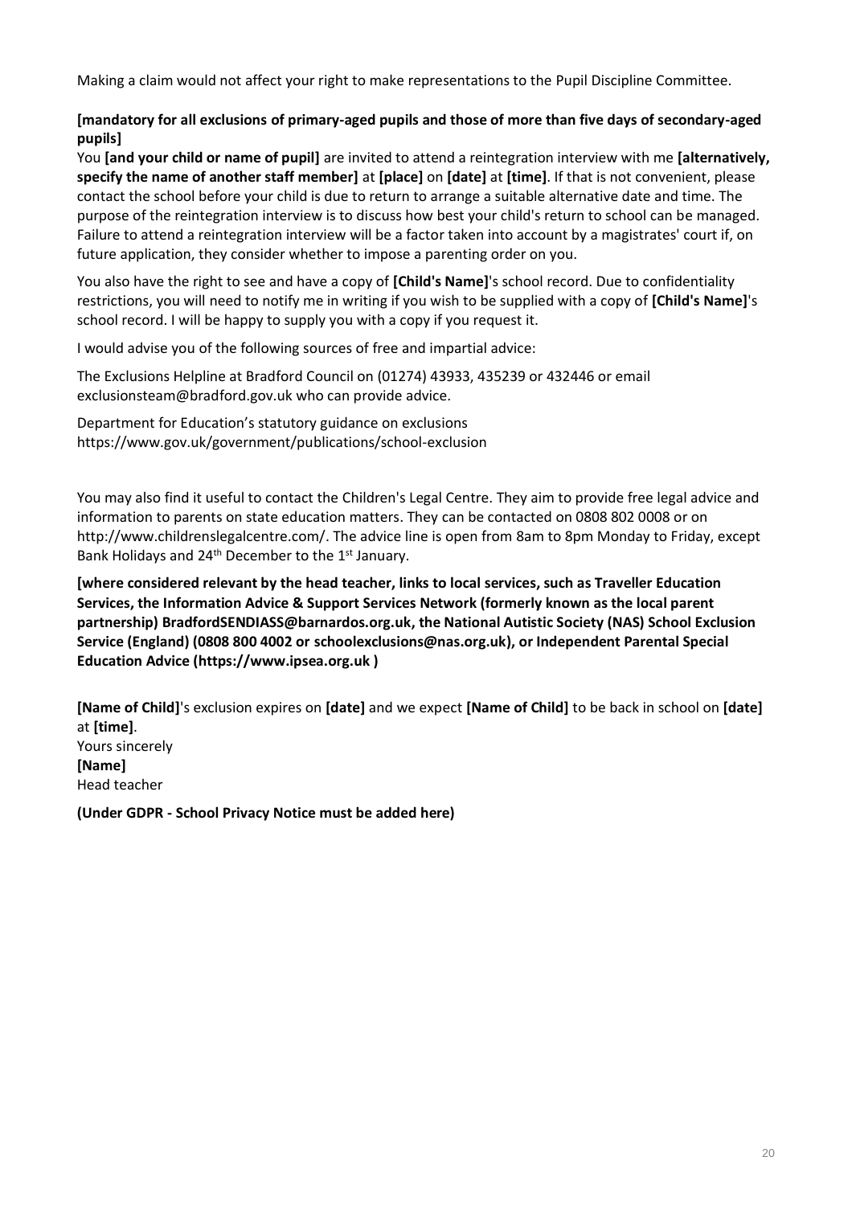Making a claim would not affect your right to make representations to the Pupil Discipline Committee.

**[mandatory for all exclusions of primary-aged pupils and those of more than five days of secondary-aged pupils]**

You **[and your child or name of pupil]** are invited to attend a reintegration interview with me **[alternatively, specify the name of another staff member]** at **[place]** on **[date]** at **[time]**. If that is not convenient, please contact the school before your child is due to return to arrange a suitable alternative date and time. The purpose of the reintegration interview is to discuss how best your child's return to school can be managed. Failure to attend a reintegration interview will be a factor taken into account by a magistrates' court if, on future application, they consider whether to impose a parenting order on you.

You also have the right to see and have a copy of **[Child's Name]**'s school record. Due to confidentiality restrictions, you will need to notify me in writing if you wish to be supplied with a copy of **[Child's Name]**'s school record. I will be happy to supply you with a copy if you request it.

I would advise you of the following sources of free and impartial advice:

The Exclusions Helpline at Bradford Council on (01274) 43933, 435239 or 432446 or email exclusionsteam@bradford.gov.uk who can provide advice.

Department for Education's statutory guidance on exclusions
https://www.gov.uk/government/publications/school-exclusion

You may also find it useful to contact the Children's Legal Centre. They aim to provide free legal advice and information to parents on state education matters. They can be contacted on 0808 802 0008 or on http://www.childrenslegalcentre.com/. The advice line is open from 8am to 8pm Monday to Friday, except Bank Holidays and 24th December to the 1st January.

**[where considered relevant by the head teacher, links to local services, such as Traveller Education Services, the Information Advice & Support Services Network (formerly known as the local parent partnership) BradfordSENDIASS@barnardos.org.uk, the National Autistic Society (NAS) School Exclusion Service (England) (0808 800 4002 or schoolexclusions@nas.org.uk), or Independent Parental Special Education Advice (https://www.ipsea.org.uk )**

**[Name of Child]**'s exclusion expires on **[date]** and we expect **[Name of Child]** to be back in school on **[date]** at **[time]**.

Yours sincerely

**[Name]**

Head teacher

**(Under GDPR - School Privacy Notice must be added here)**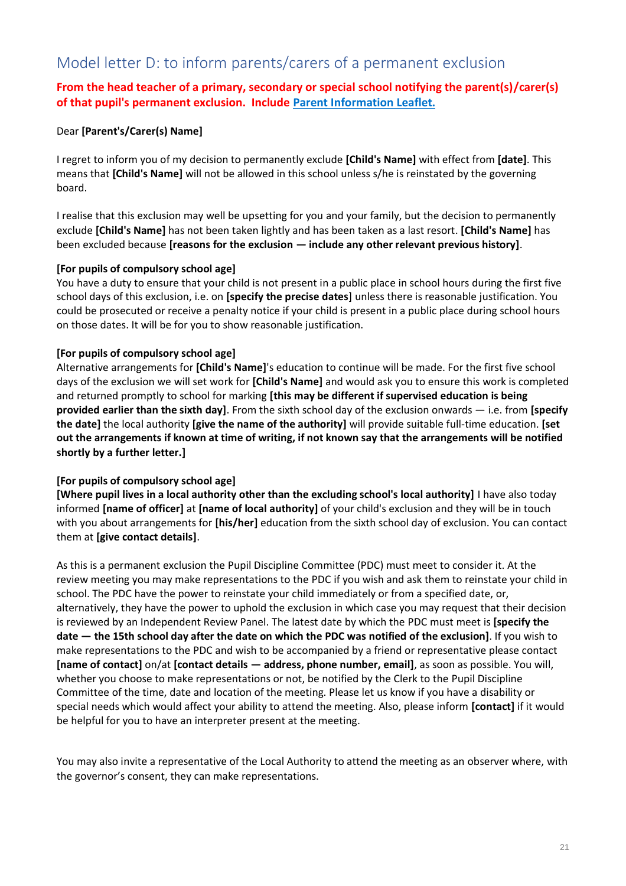## Model letter D: to inform parents/carers of a permanent exclusion

**From the head teacher of a primary, secondary or special school notifying the parent(s)/carer(s) of that pupil's permanent exclusion. Include Parent Information Leaflet.**

Dear **[Parent's/Carer(s) Name]**

I regret to inform you of my decision to permanently exclude **[Child's Name]** with effect from **[date]**. This means that **[Child's Name]** will not be allowed in this school unless s/he is reinstated by the governing board.

I realise that this exclusion may well be upsetting for you and your family, but the decision to permanently exclude **[Child's Name]** has not been taken lightly and has been taken as a last resort. **[Child's Name]** has been excluded because **[reasons for the exclusion — include any other relevant previous history]**.

**[For pupils of compulsory school age]**
You have a duty to ensure that your child is not present in a public place in school hours during the first five school days of this exclusion, i.e. on **[specify the precise dates**] unless there is reasonable justification. You could be prosecuted or receive a penalty notice if your child is present in a public place during school hours on those dates. It will be for you to show reasonable justification.

**[For pupils of compulsory school age]**
Alternative arrangements for **[Child's Name]**'s education to continue will be made. For the first five school days of the exclusion we will set work for **[Child's Name]** and would ask you to ensure this work is completed and returned promptly to school for marking **[this may be different if supervised education is being provided earlier than the sixth day]**. From the sixth school day of the exclusion onwards — i.e. from **[specify the date]** the local authority **[give the name of the authority]** will provide suitable full-time education. **[set out the arrangements if known at time of writing, if not known say that the arrangements will be notified shortly by a further letter.]**

**[For pupils of compulsory school age]**
**[Where pupil lives in a local authority other than the excluding school's local authority]** I have also today informed **[name of officer]** at **[name of local authority]** of your child's exclusion and they will be in touch with you about arrangements for **[his/her]** education from the sixth school day of exclusion. You can contact them at **[give contact details]**.

As this is a permanent exclusion the Pupil Discipline Committee (PDC) must meet to consider it. At the review meeting you may make representations to the PDC if you wish and ask them to reinstate your child in school. The PDC have the power to reinstate your child immediately or from a specified date, or, alternatively, they have the power to uphold the exclusion in which case you may request that their decision is reviewed by an Independent Review Panel. The latest date by which the PDC must meet is **[specify the date — the 15th school day after the date on which the PDC was notified of the exclusion]**. If you wish to make representations to the PDC and wish to be accompanied by a friend or representative please contact **[name of contact]** on/at **[contact details — address, phone number, email]**, as soon as possible. You will, whether you choose to make representations or not, be notified by the Clerk to the Pupil Discipline Committee of the time, date and location of the meeting. Please let us know if you have a disability or special needs which would affect your ability to attend the meeting. Also, please inform **[contact]** if it would be helpful for you to have an interpreter present at the meeting.

You may also invite a representative of the Local Authority to attend the meeting as an observer where, with the governor's consent, they can make representations.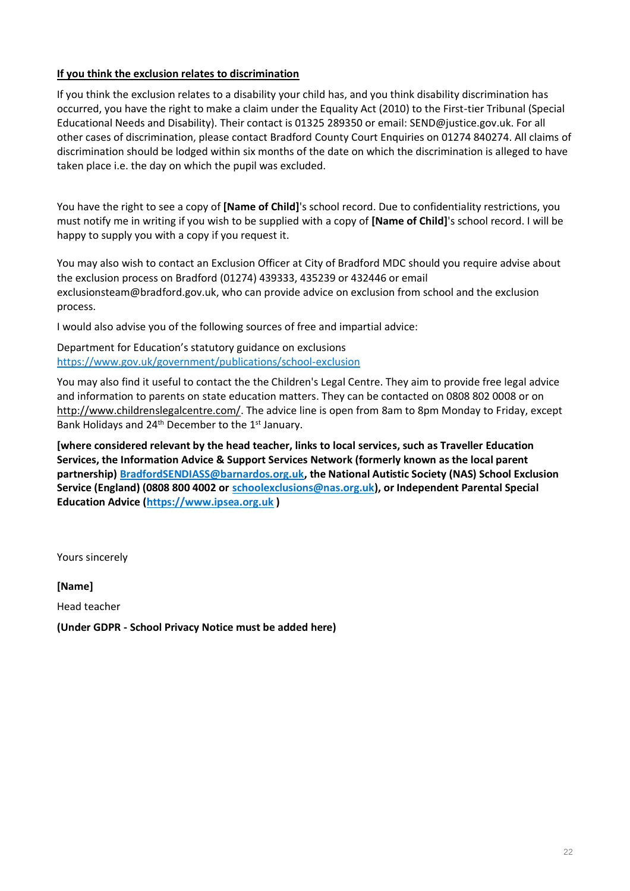**If you think the exclusion relates to discrimination**

If you think the exclusion relates to a disability your child has, and you think disability discrimination has occurred, you have the right to make a claim under the Equality Act (2010) to the First-tier Tribunal (Special Educational Needs and Disability). Their contact is 01325 289350 or email: SEND@justice.gov.uk. For all other cases of discrimination, please contact Bradford County Court Enquiries on 01274 840274. All claims of discrimination should be lodged within six months of the date on which the discrimination is alleged to have taken place i.e. the day on which the pupil was excluded.

You have the right to see a copy of **[Name of Child]**'s school record. Due to confidentiality restrictions, you must notify me in writing if you wish to be supplied with a copy of **[Name of Child]**'s school record. I will be happy to supply you with a copy if you request it.

You may also wish to contact an Exclusion Officer at City of Bradford MDC should you require advise about the exclusion process on Bradford (01274) 439333, 435239 or 432446 or email exclusionsteam@bradford.gov.uk, who can provide advice on exclusion from school and the exclusion process.

I would also advise you of the following sources of free and impartial advice:

Department for Education's statutory guidance on exclusions
https://www.gov.uk/government/publications/school-exclusion

You may also find it useful to contact the the Children's Legal Centre. They aim to provide free legal advice and information to parents on state education matters. They can be contacted on 0808 802 0008 or on http://www.childrenslegalcentre.com/. The advice line is open from 8am to 8pm Monday to Friday, except Bank Holidays and 24th December to the 1st January.

**[where considered relevant by the head teacher, links to local services, such as Traveller Education Services, the Information Advice & Support Services Network (formerly known as the local parent partnership) BradfordSENDIASS@barnardos.org.uk, the National Autistic Society (NAS) School Exclusion Service (England) (0808 800 4002 or schoolexclusions@nas.org.uk), or Independent Parental Special Education Advice (https://www.ipsea.org.uk )**

Yours sincerely

**[Name]**

Head teacher

**(Under GDPR - School Privacy Notice must be added here)**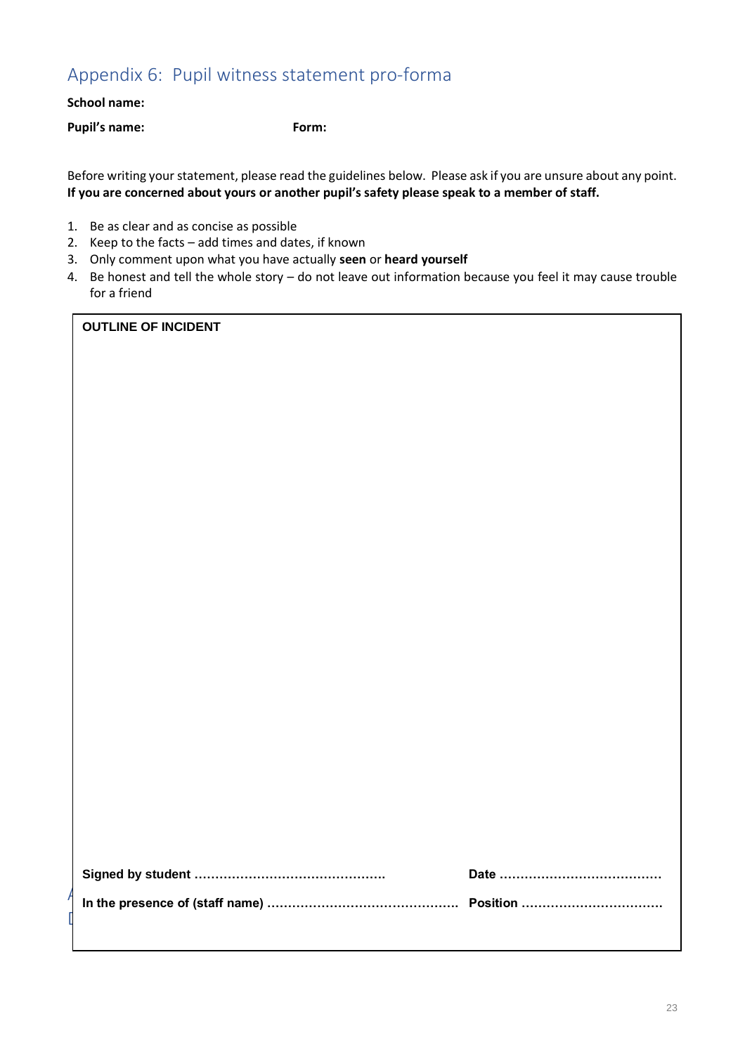## Appendix 6: Pupil witness statement pro-forma

**School name:**

**Pupil's name:** **Form:**

Before writing your statement, please read the guidelines below. Please ask if you are unsure about any point. **If you are concerned about yours or another pupil's safety please speak to a member of staff.**

1. Be as clear and as concise as possible
2. Keep to the facts – add times and dates, if known
3. Only comment upon what you have actually **seen** or **heard yourself**
4. Be honest and tell the whole story – do not leave out information because you feel it may cause trouble for a friend

| **OUTLINE OF INCIDENT** |
|---|
| |
| **Signed by student** ……………………………………… **Date** ………………………………… |
| **In the presence of (staff name)** ……………………………………… **Position** …………………………… |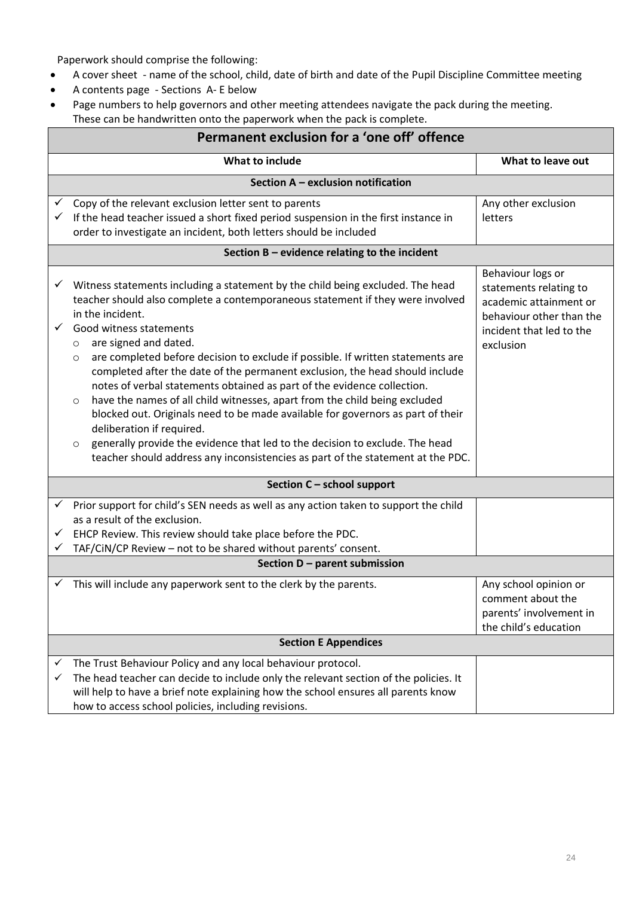Paperwork should comprise the following:

- A cover sheet - name of the school, child, date of birth and date of the Pupil Discipline Committee meeting
- A contents page - Sections A- E below
- Page numbers to help governors and other meeting attendees navigate the pack during the meeting. These can be handwritten onto the paperwork when the pack is complete.

| Permanent exclusion for a 'one off' offence | |
|---|---|
| **What to include** | **What to leave out** |
| **Section A – exclusion notification** | |
| ✓ Copy of the relevant exclusion letter sent to parents<br>✓ If the head teacher issued a short fixed period suspension in the first instance in order to investigate an incident, both letters should be included | Any other exclusion letters |
| **Section B – evidence relating to the incident** | |
| ✓ Witness statements including a statement by the child being excluded. The head teacher should also complete a contemporaneous statement if they were involved in the incident.<br>✓ Good witness statements<br>○ are signed and dated.<br>○ are completed before decision to exclude if possible. If written statements are completed after the date of the permanent exclusion, the head should include notes of verbal statements obtained as part of the evidence collection.<br>○ have the names of all child witnesses, apart from the child being excluded blocked out. Originals need to be made available for governors as part of their deliberation if required.<br>○ generally provide the evidence that led to the decision to exclude. The head teacher should address any inconsistencies as part of the statement at the PDC. | Behaviour logs or statements relating to academic attainment or behaviour other than the incident that led to the exclusion |
| **Section C – school support** | |
| ✓ Prior support for child's SEN needs as well as any action taken to support the child as a result of the exclusion.<br>✓ EHCP Review. This review should take place before the PDC.<br>✓ TAF/CiN/CP Review – not to be shared without parents' consent. | |
| **Section D – parent submission** | |
| ✓ This will include any paperwork sent to the clerk by the parents. | Any school opinion or comment about the parents' involvement in the child's education |
| **Section E Appendices** | |
| ✓ The Trust Behaviour Policy and any local behaviour protocol.<br>✓ The head teacher can decide to include only the relevant section of the policies. It will help to have a brief note explaining how the school ensures all parents know how to access school policies, including revisions. | |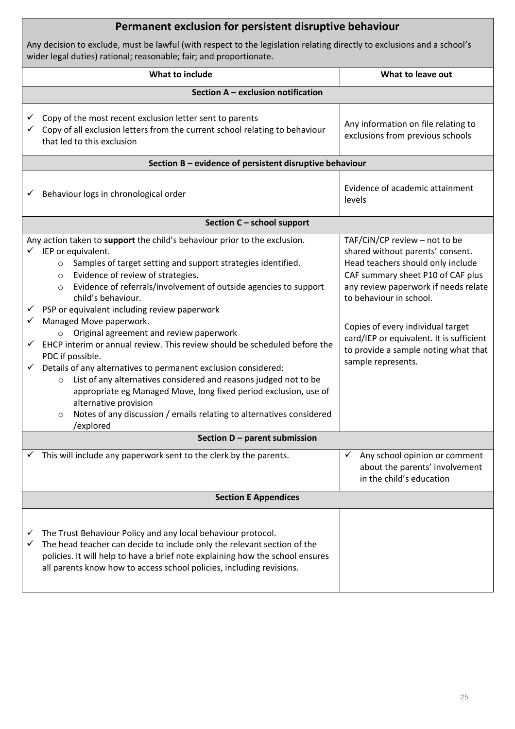## Permanent exclusion for persistent disruptive behaviour

Any decision to exclude, must be lawful (with respect to the legislation relating directly to exclusions and a school's wider legal duties) rational; reasonable; fair; and proportionate.

| What to include | What to leave out |
|---|---|
| **Section A – exclusion notification** | |
| ✓ Copy of the most recent exclusion letter sent to parents<br>✓ Copy of all exclusion letters from the current school relating to behaviour that led to this exclusion | Any information on file relating to exclusions from previous schools |
| **Section B – evidence of persistent disruptive behaviour** | |
| ✓ Behaviour logs in chronological order | Evidence of academic attainment levels |
| **Section C – school support** | |
| Any action taken to **support** the child's behaviour prior to the exclusion.<br>✓ IEP or equivalent.<br>&nbsp;&nbsp;&nbsp;&nbsp;○ Samples of target setting and support strategies identified.<br>&nbsp;&nbsp;&nbsp;&nbsp;○ Evidence of review of strategies.<br>&nbsp;&nbsp;&nbsp;&nbsp;○ Evidence of referrals/involvement of outside agencies to support child's behaviour.<br>✓ PSP or equivalent including review paperwork<br>✓ Managed Move paperwork.<br>&nbsp;&nbsp;&nbsp;&nbsp;○ Original agreement and review paperwork<br>✓ EHCP interim or annual review. This review should be scheduled before the PDC if possible.<br>✓ Details of any alternatives to permanent exclusion considered:<br>&nbsp;&nbsp;&nbsp;&nbsp;○ List of any alternatives considered and reasons judged not to be appropriate eg Managed Move, long fixed period exclusion, use of alternative provision<br>&nbsp;&nbsp;&nbsp;&nbsp;○ Notes of any discussion / emails relating to alternatives considered /explored | TAF/CiN/CP review – not to be shared without parents' consent. Head teachers should only include CAF summary sheet P10 of CAF plus any review paperwork if needs relate to behaviour in school.<br><br>Copies of every individual target card/IEP or equivalent. It is sufficient to provide a sample noting what that sample represents. |
| **Section D – parent submission** | |
| ✓ This will include any paperwork sent to the clerk by the parents. | ✓ Any school opinion or comment about the parents' involvement in the child's education |
| **Section E Appendices** | |
| ✓ The Trust Behaviour Policy and any local behaviour protocol.<br>✓ The head teacher can decide to include only the relevant section of the policies. It will help to have a brief note explaining how the school ensures all parents know how to access school policies, including revisions. | |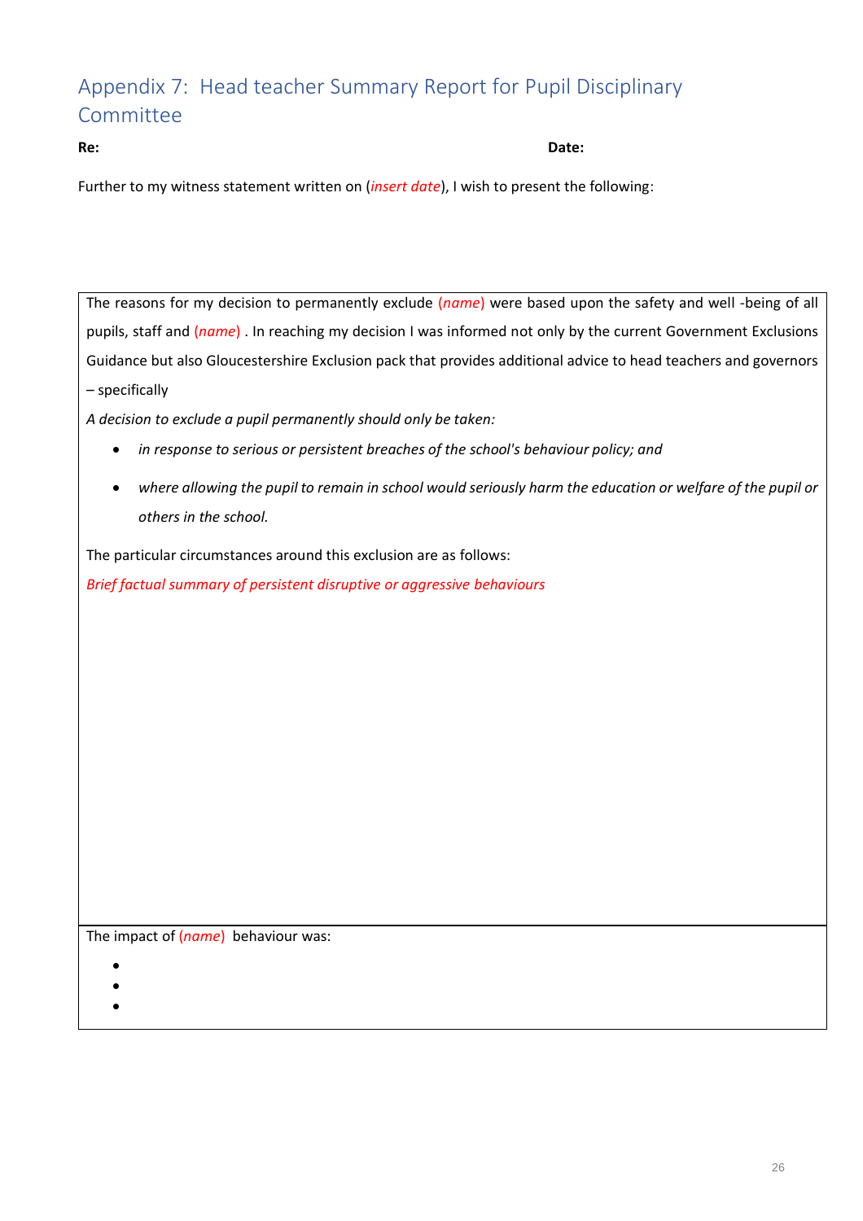## Appendix 7: Head teacher Summary Report for Pupil Disciplinary Committee

**Re:** **Date:**

Further to my witness statement written on (*insert date*), I wish to present the following:

The reasons for my decision to permanently exclude (*name*) were based upon the safety and well -being of all pupils, staff and (*name*) . In reaching my decision I was informed not only by the current Government Exclusions Guidance but also Gloucestershire Exclusion pack that provides additional advice to head teachers and governors – specifically

*A decision to exclude a pupil permanently should only be taken:*

- *in response to serious or persistent breaches of the school's behaviour policy; and*
- *where allowing the pupil to remain in school would seriously harm the education or welfare of the pupil or others in the school.*

The particular circumstances around this exclusion are as follows:

*Brief factual summary of persistent disruptive or aggressive behaviours*

The impact of (*name*) behaviour was:

- 
- 
-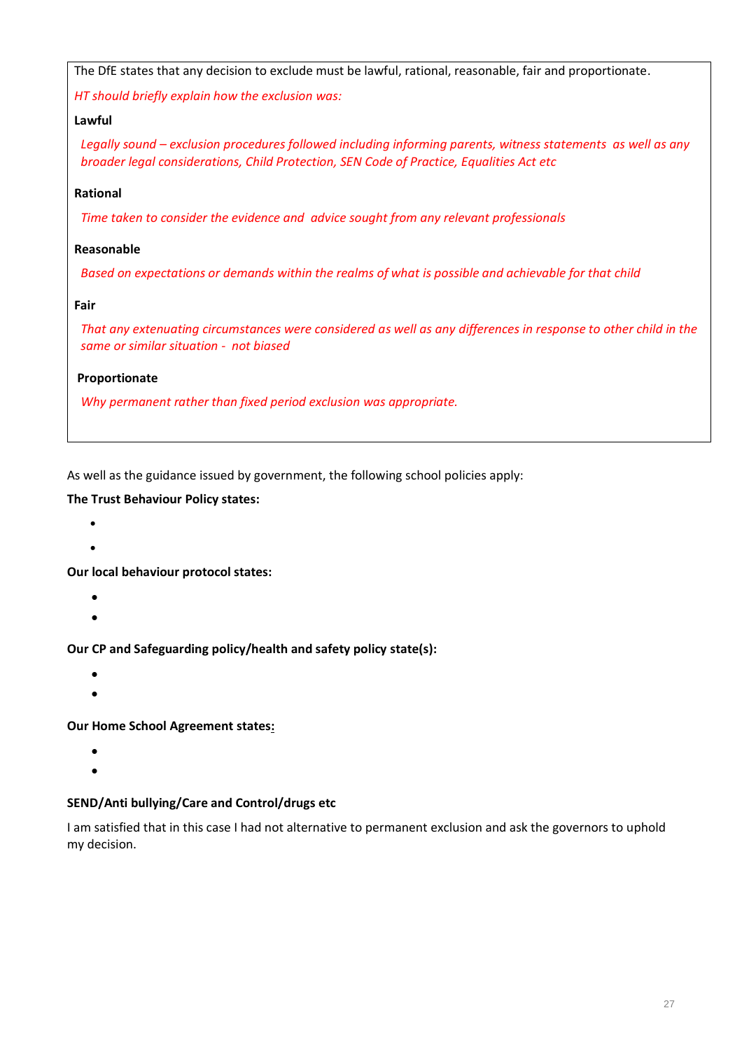The DfE states that any decision to exclude must be lawful, rational, reasonable, fair and proportionate.

*HT should briefly explain how the exclusion was:*

**Lawful**

*Legally sound – exclusion procedures followed including informing parents, witness statements as well as any broader legal considerations, Child Protection, SEN Code of Practice, Equalities Act etc*

**Rational**

*Time taken to consider the evidence and advice sought from any relevant professionals*

**Reasonable**

*Based on expectations or demands within the realms of what is possible and achievable for that child*

**Fair**

*That any extenuating circumstances were considered as well as any differences in response to other child in the same or similar situation - not biased*

**Proportionate**

*Why permanent rather than fixed period exclusion was appropriate.*

As well as the guidance issued by government, the following school policies apply:

**The Trust Behaviour Policy states:**

- 
- 

**Our local behaviour protocol states:**

- 
- 

**Our CP and Safeguarding policy/health and safety policy state(s):**

- 
- 

**Our Home School Agreement states:**

- 
- 

**SEND/Anti bullying/Care and Control/drugs etc**

I am satisfied that in this case I had not alternative to permanent exclusion and ask the governors to uphold my decision.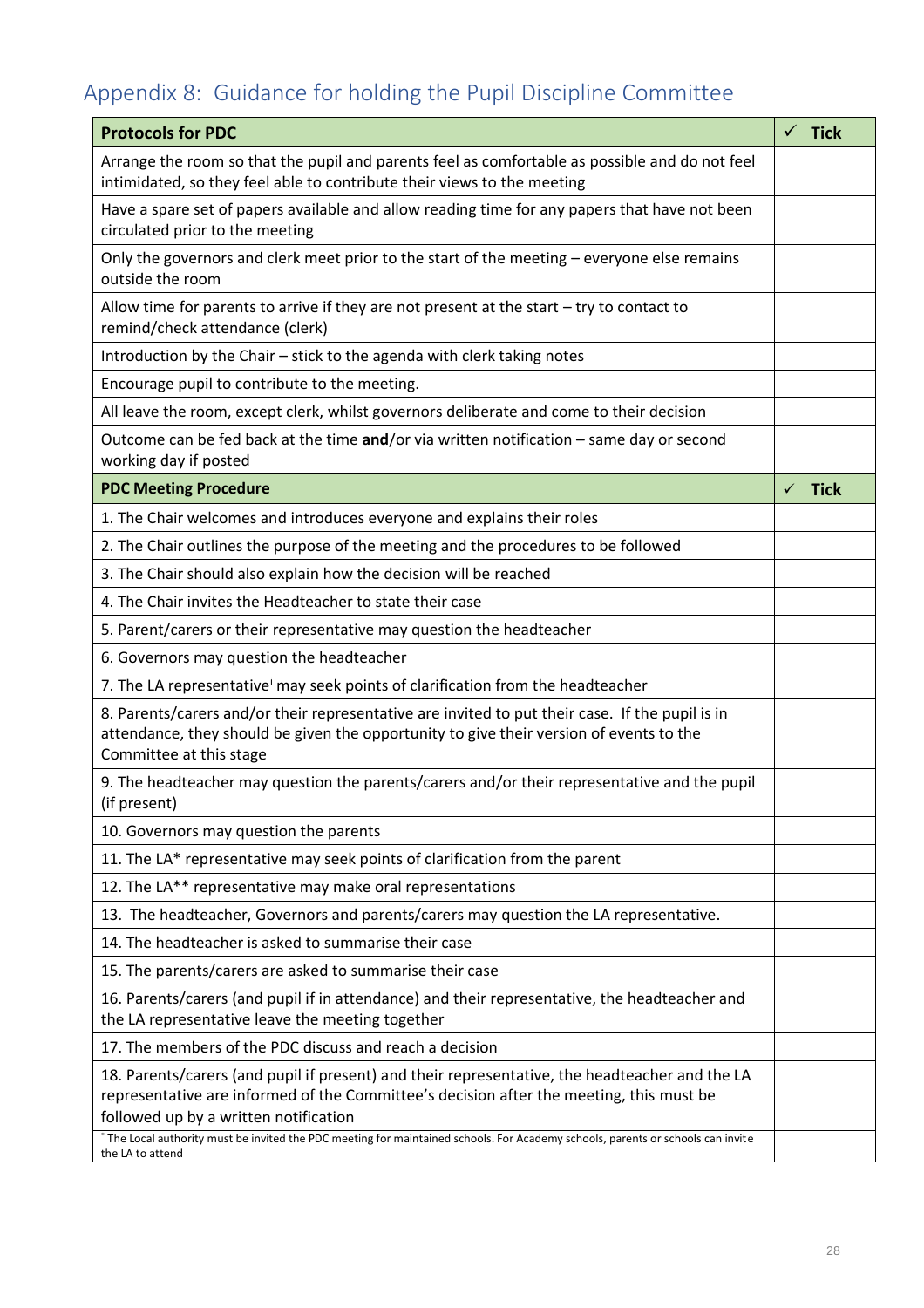## Appendix 8: Guidance for holding the Pupil Discipline Committee

| **Protocols for PDC** | ✓ **Tick** |
|---|---|
| Arrange the room so that the pupil and parents feel as comfortable as possible and do not feel intimidated, so they feel able to contribute their views to the meeting | |
| Have a spare set of papers available and allow reading time for any papers that have not been circulated prior to the meeting | |
| Only the governors and clerk meet prior to the start of the meeting – everyone else remains outside the room | |
| Allow time for parents to arrive if they are not present at the start – try to contact to remind/check attendance (clerk) | |
| Introduction by the Chair – stick to the agenda with clerk taking notes | |
| Encourage pupil to contribute to the meeting. | |
| All leave the room, except clerk, whilst governors deliberate and come to their decision | |
| Outcome can be fed back at the time **and**/or via written notification – same day or second working day if posted | |
| **PDC Meeting Procedure** | ✓ **Tick** |
| 1. The Chair welcomes and introduces everyone and explains their roles | |
| 2. The Chair outlines the purpose of the meeting and the procedures to be followed | |
| 3. The Chair should also explain how the decision will be reached | |
| 4. The Chair invites the Headteacher to state their case | |
| 5. Parent/carers or their representative may question the headteacher | |
| 6. Governors may question the headteacher | |
| 7. The LA representative[i] may seek points of clarification from the headteacher | |
| 8. Parents/carers and/or their representative are invited to put their case. If the pupil is in attendance, they should be given the opportunity to give their version of events to the Committee at this stage | |
| 9. The headteacher may question the parents/carers and/or their representative and the pupil (if present) | |
| 10. Governors may question the parents | |
| 11. The LA* representative may seek points of clarification from the parent | |
| 12. The LA** representative may make oral representations | |
| 13. The headteacher, Governors and parents/carers may question the LA representative. | |
| 14. The headteacher is asked to summarise their case | |
| 15. The parents/carers are asked to summarise their case | |
| 16. Parents/carers (and pupil if in attendance) and their representative, the headteacher and the LA representative leave the meeting together | |
| 17. The members of the PDC discuss and reach a decision | |
| 18. Parents/carers (and pupil if present) and their representative, the headteacher and the LA representative are informed of the Committee's decision after the meeting, this must be followed up by a written notification | |
| * The Local authority must be invited the PDC meeting for maintained schools. For Academy schools, parents or schools can invite the LA to attend | |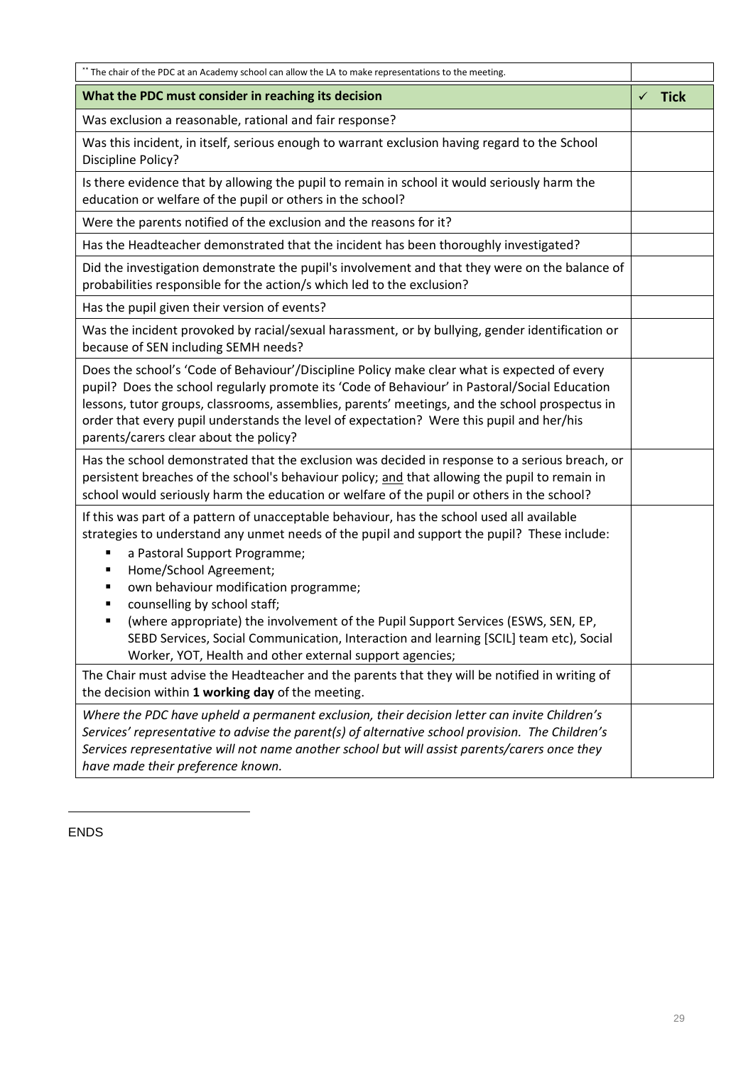| ** The chair of the PDC at an Academy school can allow the LA to make representations to the meeting. | |
|---|---|
| **What the PDC must consider in reaching its decision** | ✓ **Tick** |
| Was exclusion a reasonable, rational and fair response? | |
| Was this incident, in itself, serious enough to warrant exclusion having regard to the School Discipline Policy? | |
| Is there evidence that by allowing the pupil to remain in school it would seriously harm the education or welfare of the pupil or others in the school? | |
| Were the parents notified of the exclusion and the reasons for it? | |
| Has the Headteacher demonstrated that the incident has been thoroughly investigated? | |
| Did the investigation demonstrate the pupil's involvement and that they were on the balance of probabilities responsible for the action/s which led to the exclusion? | |
| Has the pupil given their version of events? | |
| Was the incident provoked by racial/sexual harassment, or by bullying, gender identification or because of SEN including SEMH needs? | |
| Does the school's 'Code of Behaviour'/Discipline Policy make clear what is expected of every pupil? Does the school regularly promote its 'Code of Behaviour' in Pastoral/Social Education lessons, tutor groups, classrooms, assemblies, parents' meetings, and the school prospectus in order that every pupil understands the level of expectation? Were this pupil and her/his parents/carers clear about the policy? | |
| Has the school demonstrated that the exclusion was decided in response to a serious breach, or persistent breaches of the school's behaviour policy; <u>and</u> that allowing the pupil to remain in school would seriously harm the education or welfare of the pupil or others in the school? | |
| If this was part of a pattern of unacceptable behaviour, has the school used all available strategies to understand any unmet needs of the pupil and support the pupil? These include:<br>▪ a Pastoral Support Programme;<br>▪ Home/School Agreement;<br>▪ own behaviour modification programme;<br>▪ counselling by school staff;<br>▪ (where appropriate) the involvement of the Pupil Support Services (ESWS, SEN, EP, SEBD Services, Social Communication, Interaction and learning [SCIL] team etc), Social Worker, YOT, Health and other external support agencies; | |
| The Chair must advise the Headteacher and the parents that they will be notified in writing of the decision within **1 working day** of the meeting. | |
| *Where the PDC have upheld a permanent exclusion, their decision letter can invite Children's Services' representative to advise the parent(s) of alternative school provision. The Children's Services representative will not name another school but will assist parents/carers once they have made their preference known.* | |

ENDS